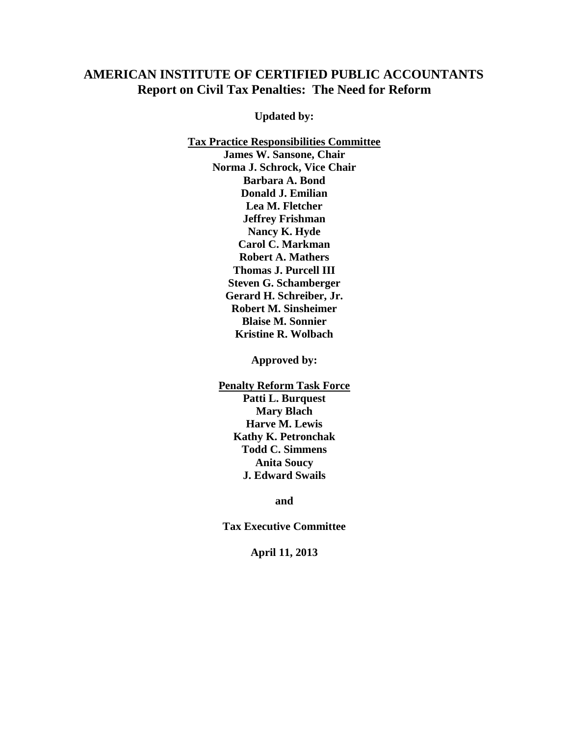# AMERICAN INSTITUTE OF CERTIFIED PUBLIC ACCOUNTANTS
## Report on Civil Tax Penalties: The Need for Reform

**Updated by:**

**Tax Practice Responsibilities Committee**
**James W. Sansone, Chair**
**Norma J. Schrock, Vice Chair**
**Barbara A. Bond**
**Donald J. Emilian**
**Lea M. Fletcher**
**Jeffrey Frishman**
**Nancy K. Hyde**
**Carol C. Markman**
**Robert A. Mathers**
**Thomas J. Purcell III**
**Steven G. Schamberger**
**Gerard H. Schreiber, Jr.**
**Robert M. Sinsheimer**
**Blaise M. Sonnier**
**Kristine R. Wolbach**

**Approved by:**

**Penalty Reform Task Force**
**Patti L. Burquest**
**Mary Blach**
**Harve M. Lewis**
**Kathy K. Petronchak**
**Todd C. Simmens**
**Anita Soucy**
**J. Edward Swails**

**and**

**Tax Executive Committee**

**April 11, 2013**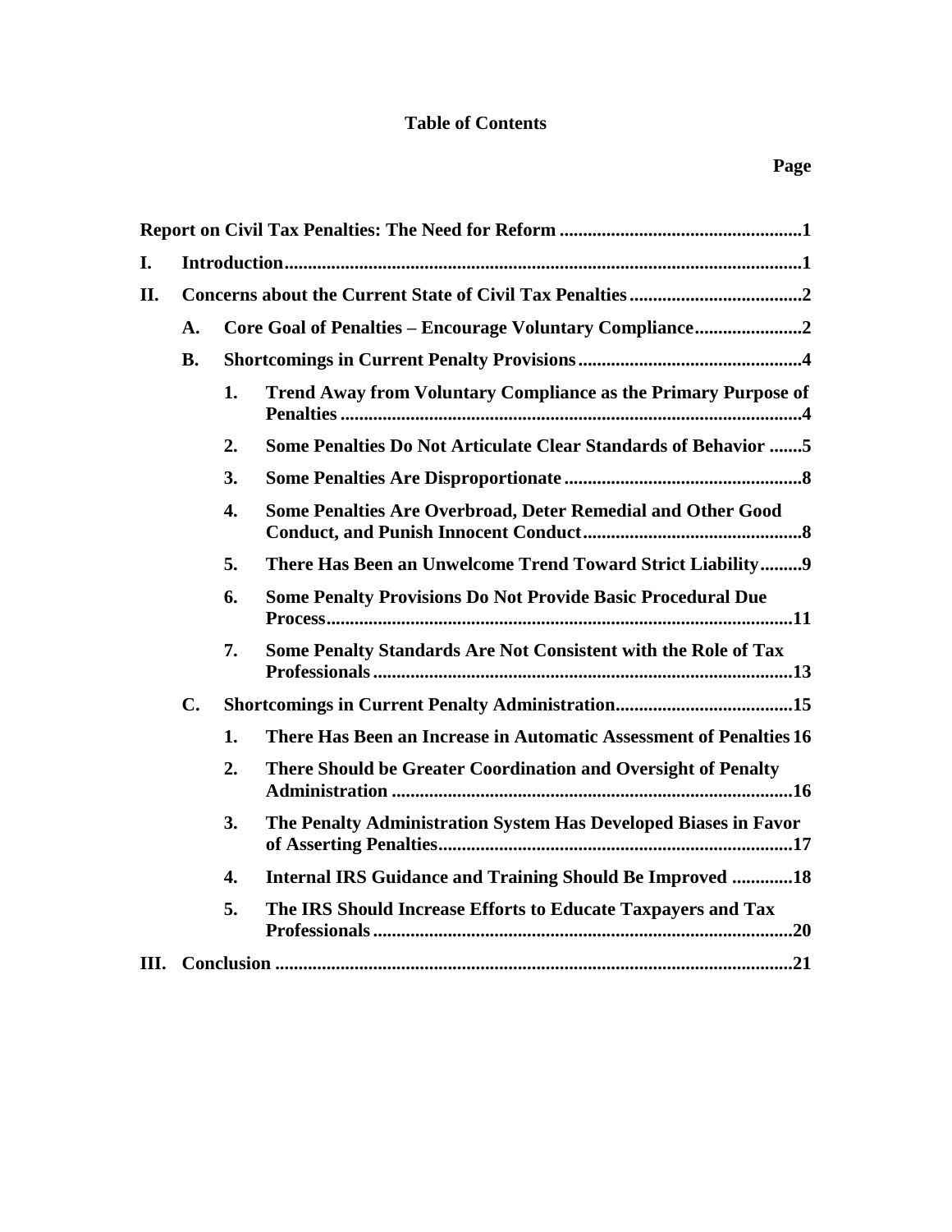# Table of Contents

**Page**

**Report on Civil Tax Penalties: The Need for Reform** .......... **1**

**I. Introduction** .......... **1**

**II. Concerns about the Current State of Civil Tax Penalties** .......... **2**

- **A. Core Goal of Penalties – Encourage Voluntary Compliance** .......... **2**
- **B. Shortcomings in Current Penalty Provisions** .......... **4**
  1. **Trend Away from Voluntary Compliance as the Primary Purpose of Penalties** .......... **4**
  2. **Some Penalties Do Not Articulate Clear Standards of Behavior** .......... **5**
  3. **Some Penalties Are Disproportionate** .......... **8**
  4. **Some Penalties Are Overbroad, Deter Remedial and Other Good Conduct, and Punish Innocent Conduct** .......... **8**
  5. **There Has Been an Unwelcome Trend Toward Strict Liability** .......... **9**
  6. **Some Penalty Provisions Do Not Provide Basic Procedural Due Process** .......... **11**
  7. **Some Penalty Standards Are Not Consistent with the Role of Tax Professionals** .......... **13**
- **C. Shortcomings in Current Penalty Administration** .......... **15**
  1. **There Has Been an Increase in Automatic Assessment of Penalties** .......... **16**
  2. **There Should be Greater Coordination and Oversight of Penalty Administration** .......... **16**
  3. **The Penalty Administration System Has Developed Biases in Favor of Asserting Penalties** .......... **17**
  4. **Internal IRS Guidance and Training Should Be Improved** .......... **18**
  5. **The IRS Should Increase Efforts to Educate Taxpayers and Tax Professionals** .......... **20**

**III. Conclusion** .......... **21**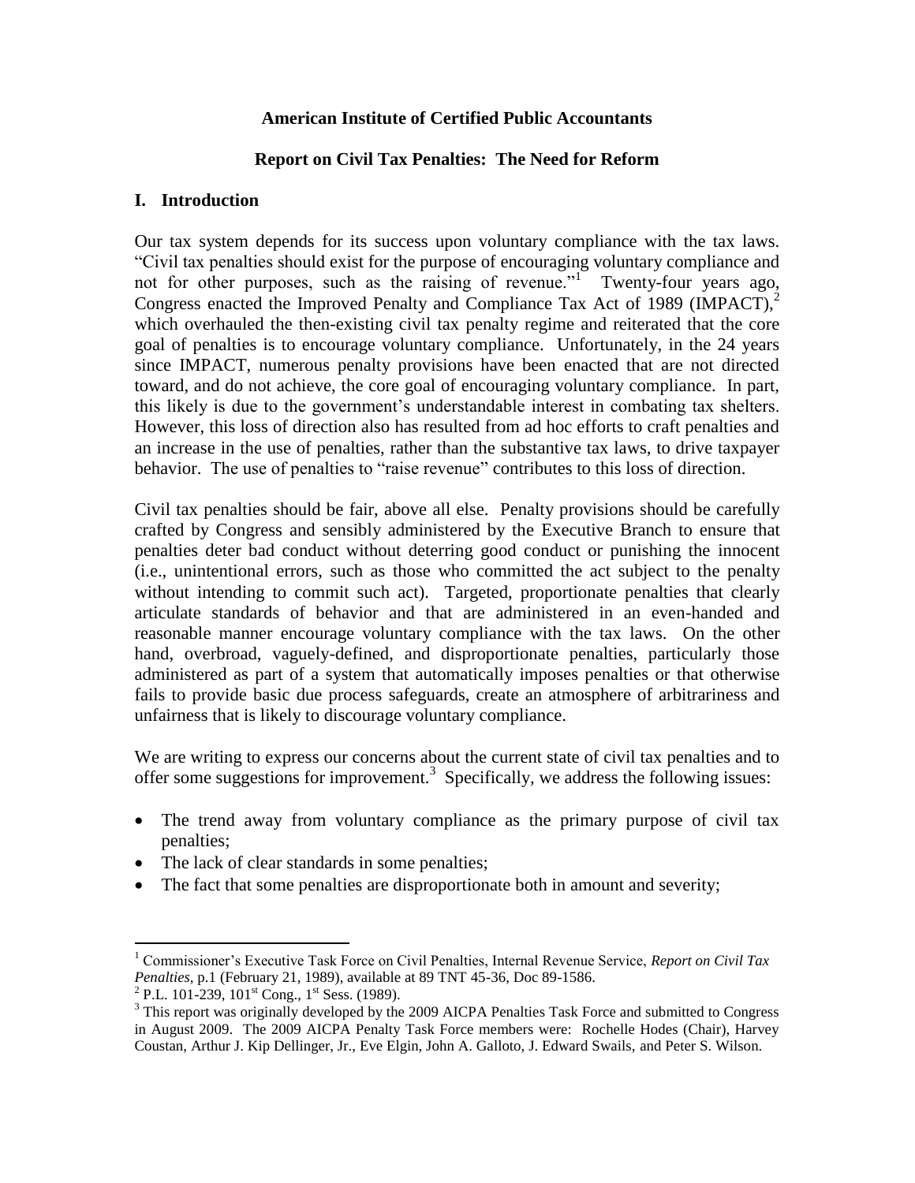**American Institute of Certified Public Accountants**

**Report on Civil Tax Penalties: The Need for Reform**

## I. Introduction

Our tax system depends for its success upon voluntary compliance with the tax laws. "Civil tax penalties should exist for the purpose of encouraging voluntary compliance and not for other purposes, such as the raising of revenue."[1] Twenty-four years ago, Congress enacted the Improved Penalty and Compliance Tax Act of 1989 (IMPACT),[2] which overhauled the then-existing civil tax penalty regime and reiterated that the core goal of penalties is to encourage voluntary compliance. Unfortunately, in the 24 years since IMPACT, numerous penalty provisions have been enacted that are not directed toward, and do not achieve, the core goal of encouraging voluntary compliance. In part, this likely is due to the government's understandable interest in combating tax shelters. However, this loss of direction also has resulted from ad hoc efforts to craft penalties and an increase in the use of penalties, rather than the substantive tax laws, to drive taxpayer behavior. The use of penalties to "raise revenue" contributes to this loss of direction.

Civil tax penalties should be fair, above all else. Penalty provisions should be carefully crafted by Congress and sensibly administered by the Executive Branch to ensure that penalties deter bad conduct without deterring good conduct or punishing the innocent (i.e., unintentional errors, such as those who committed the act subject to the penalty without intending to commit such act). Targeted, proportionate penalties that clearly articulate standards of behavior and that are administered in an even-handed and reasonable manner encourage voluntary compliance with the tax laws. On the other hand, overbroad, vaguely-defined, and disproportionate penalties, particularly those administered as part of a system that automatically imposes penalties or that otherwise fails to provide basic due process safeguards, create an atmosphere of arbitrariness and unfairness that is likely to discourage voluntary compliance.

We are writing to express our concerns about the current state of civil tax penalties and to offer some suggestions for improvement.[3] Specifically, we address the following issues:

- The trend away from voluntary compliance as the primary purpose of civil tax penalties;
- The lack of clear standards in some penalties;
- The fact that some penalties are disproportionate both in amount and severity;

---

[1] Commissioner's Executive Task Force on Civil Penalties, Internal Revenue Service, *Report on Civil Tax Penalties*, p.1 (February 21, 1989), available at 89 TNT 45-36, Doc 89-1586.

[2] P.L. 101-239, 101st Cong., 1st Sess. (1989).

[3] This report was originally developed by the 2009 AICPA Penalties Task Force and submitted to Congress in August 2009. The 2009 AICPA Penalty Task Force members were: Rochelle Hodes (Chair), Harvey Coustan, Arthur J. Kip Dellinger, Jr., Eve Elgin, John A. Galloto, J. Edward Swails, and Peter S. Wilson.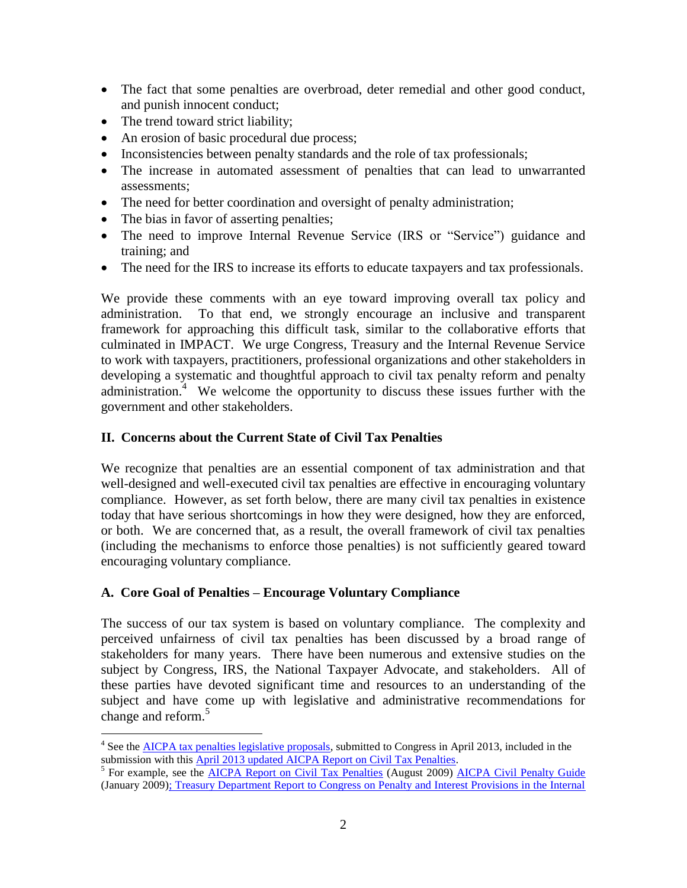- The fact that some penalties are overbroad, deter remedial and other good conduct, and punish innocent conduct;
- The trend toward strict liability;
- An erosion of basic procedural due process;
- Inconsistencies between penalty standards and the role of tax professionals;
- The increase in automated assessment of penalties that can lead to unwarranted assessments;
- The need for better coordination and oversight of penalty administration;
- The bias in favor of asserting penalties;
- The need to improve Internal Revenue Service (IRS or "Service") guidance and training; and
- The need for the IRS to increase its efforts to educate taxpayers and tax professionals.

We provide these comments with an eye toward improving overall tax policy and administration. To that end, we strongly encourage an inclusive and transparent framework for approaching this difficult task, similar to the collaborative efforts that culminated in IMPACT. We urge Congress, Treasury and the Internal Revenue Service to work with taxpayers, practitioners, professional organizations and other stakeholders in developing a systematic and thoughtful approach to civil tax penalty reform and penalty administration.[4] We welcome the opportunity to discuss these issues further with the government and other stakeholders.

## II. Concerns about the Current State of Civil Tax Penalties

We recognize that penalties are an essential component of tax administration and that well-designed and well-executed civil tax penalties are effective in encouraging voluntary compliance. However, as set forth below, there are many civil tax penalties in existence today that have serious shortcomings in how they were designed, how they are enforced, or both. We are concerned that, as a result, the overall framework of civil tax penalties (including the mechanisms to enforce those penalties) is not sufficiently geared toward encouraging voluntary compliance.

### A. Core Goal of Penalties – Encourage Voluntary Compliance

The success of our tax system is based on voluntary compliance. The complexity and perceived unfairness of civil tax penalties has been discussed by a broad range of stakeholders for many years. There have been numerous and extensive studies on the subject by Congress, IRS, the National Taxpayer Advocate, and stakeholders. All of these parties have devoted significant time and resources to an understanding of the subject and have come up with legislative and administrative recommendations for change and reform.[5]

---

[4] See the AICPA tax penalties legislative proposals, submitted to Congress in April 2013, included in the submission with this April 2013 updated AICPA Report on Civil Tax Penalties.

[5] For example, see the AICPA Report on Civil Tax Penalties (August 2009) AICPA Civil Penalty Guide (January 2009); Treasury Department Report to Congress on Penalty and Interest Provisions in the Internal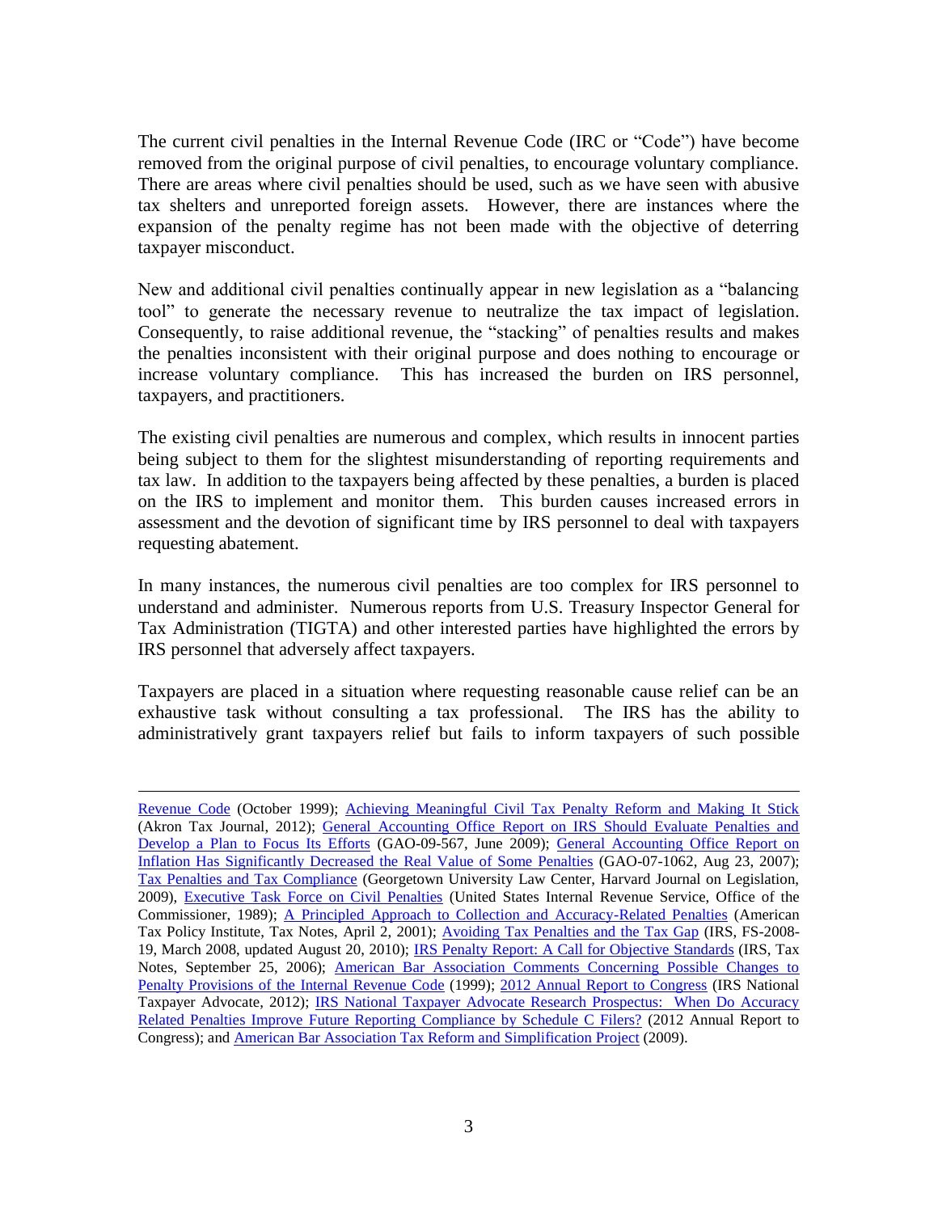The current civil penalties in the Internal Revenue Code (IRC or "Code") have become removed from the original purpose of civil penalties, to encourage voluntary compliance. There are areas where civil penalties should be used, such as we have seen with abusive tax shelters and unreported foreign assets. However, there are instances where the expansion of the penalty regime has not been made with the objective of deterring taxpayer misconduct.

New and additional civil penalties continually appear in new legislation as a "balancing tool" to generate the necessary revenue to neutralize the tax impact of legislation. Consequently, to raise additional revenue, the "stacking" of penalties results and makes the penalties inconsistent with their original purpose and does nothing to encourage or increase voluntary compliance. This has increased the burden on IRS personnel, taxpayers, and practitioners.

The existing civil penalties are numerous and complex, which results in innocent parties being subject to them for the slightest misunderstanding of reporting requirements and tax law. In addition to the taxpayers being affected by these penalties, a burden is placed on the IRS to implement and monitor them. This burden causes increased errors in assessment and the devotion of significant time by IRS personnel to deal with taxpayers requesting abatement.

In many instances, the numerous civil penalties are too complex for IRS personnel to understand and administer. Numerous reports from U.S. Treasury Inspector General for Tax Administration (TIGTA) and other interested parties have highlighted the errors by IRS personnel that adversely affect taxpayers.

Taxpayers are placed in a situation where requesting reasonable cause relief can be an exhaustive task without consulting a tax professional. The IRS has the ability to administratively grant taxpayers relief but fails to inform taxpayers of such possible

---

Revenue Code (October 1999); Achieving Meaningful Civil Tax Penalty Reform and Making It Stick (Akron Tax Journal, 2012); General Accounting Office Report on IRS Should Evaluate Penalties and Develop a Plan to Focus Its Efforts (GAO-09-567, June 2009); General Accounting Office Report on Inflation Has Significantly Decreased the Real Value of Some Penalties (GAO-07-1062, Aug 23, 2007); Tax Penalties and Tax Compliance (Georgetown University Law Center, Harvard Journal on Legislation, 2009), Executive Task Force on Civil Penalties (United States Internal Revenue Service, Office of the Commissioner, 1989); A Principled Approach to Collection and Accuracy-Related Penalties (American Tax Policy Institute, Tax Notes, April 2, 2001); Avoiding Tax Penalties and the Tax Gap (IRS, FS-2008-19, March 2008, updated August 20, 2010); IRS Penalty Report: A Call for Objective Standards (IRS, Tax Notes, September 25, 2006); American Bar Association Comments Concerning Possible Changes to Penalty Provisions of the Internal Revenue Code (1999); 2012 Annual Report to Congress (IRS National Taxpayer Advocate, 2012); IRS National Taxpayer Advocate Research Prospectus: When Do Accuracy Related Penalties Improve Future Reporting Compliance by Schedule C Filers? (2012 Annual Report to Congress); and American Bar Association Tax Reform and Simplification Project (2009).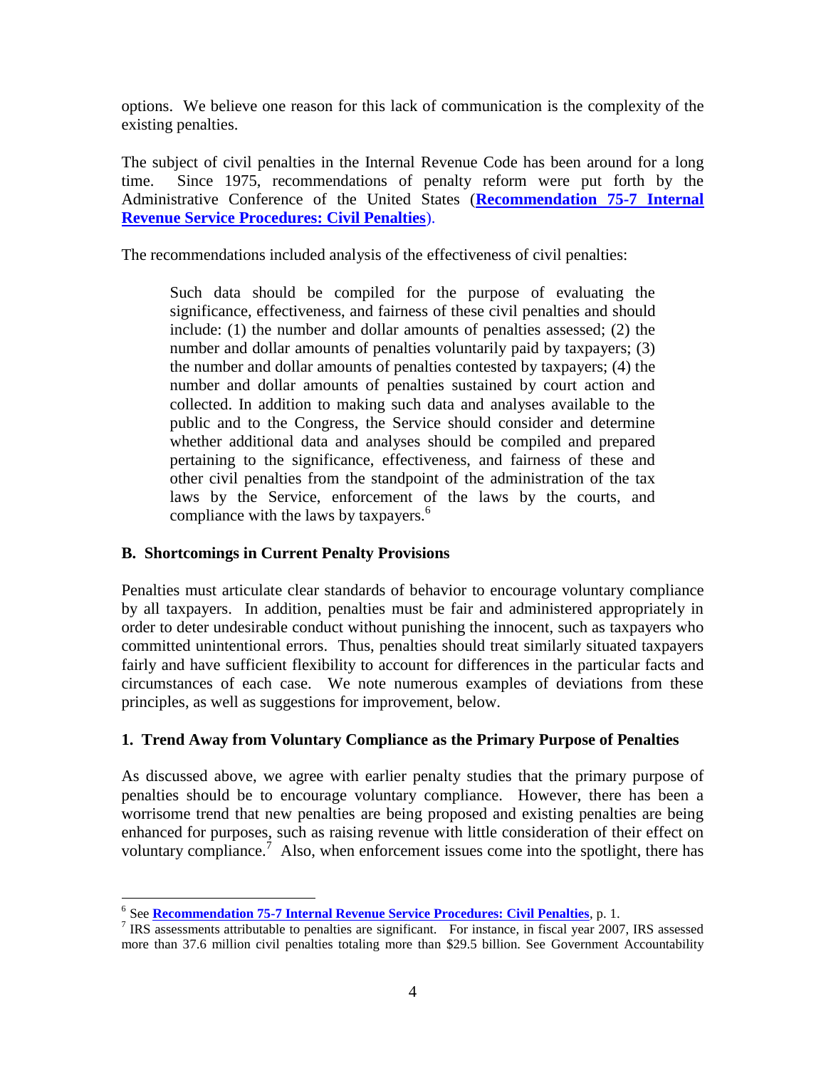options. We believe one reason for this lack of communication is the complexity of the existing penalties.

The subject of civil penalties in the Internal Revenue Code has been around for a long time. Since 1975, recommendations of penalty reform were put forth by the Administrative Conference of the United States (**Recommendation 75-7 Internal Revenue Service Procedures: Civil Penalties**).

The recommendations included analysis of the effectiveness of civil penalties:

> Such data should be compiled for the purpose of evaluating the significance, effectiveness, and fairness of these civil penalties and should include: (1) the number and dollar amounts of penalties assessed; (2) the number and dollar amounts of penalties voluntarily paid by taxpayers; (3) the number and dollar amounts of penalties contested by taxpayers; (4) the number and dollar amounts of penalties sustained by court action and collected. In addition to making such data and analyses available to the public and to the Congress, the Service should consider and determine whether additional data and analyses should be compiled and prepared pertaining to the significance, effectiveness, and fairness of these and other civil penalties from the standpoint of the administration of the tax laws by the Service, enforcement of the laws by the courts, and compliance with the laws by taxpayers.[6]

### B. Shortcomings in Current Penalty Provisions

Penalties must articulate clear standards of behavior to encourage voluntary compliance by all taxpayers. In addition, penalties must be fair and administered appropriately in order to deter undesirable conduct without punishing the innocent, such as taxpayers who committed unintentional errors. Thus, penalties should treat similarly situated taxpayers fairly and have sufficient flexibility to account for differences in the particular facts and circumstances of each case. We note numerous examples of deviations from these principles, as well as suggestions for improvement, below.

#### 1. Trend Away from Voluntary Compliance as the Primary Purpose of Penalties

As discussed above, we agree with earlier penalty studies that the primary purpose of penalties should be to encourage voluntary compliance. However, there has been a worrisome trend that new penalties are being proposed and existing penalties are being enhanced for purposes, such as raising revenue with little consideration of their effect on voluntary compliance.[7] Also, when enforcement issues come into the spotlight, there has

---

[6] See **Recommendation 75-7 Internal Revenue Service Procedures: Civil Penalties**, p. 1.

[7] IRS assessments attributable to penalties are significant. For instance, in fiscal year 2007, IRS assessed more than 37.6 million civil penalties totaling more than $29.5 billion. See Government Accountability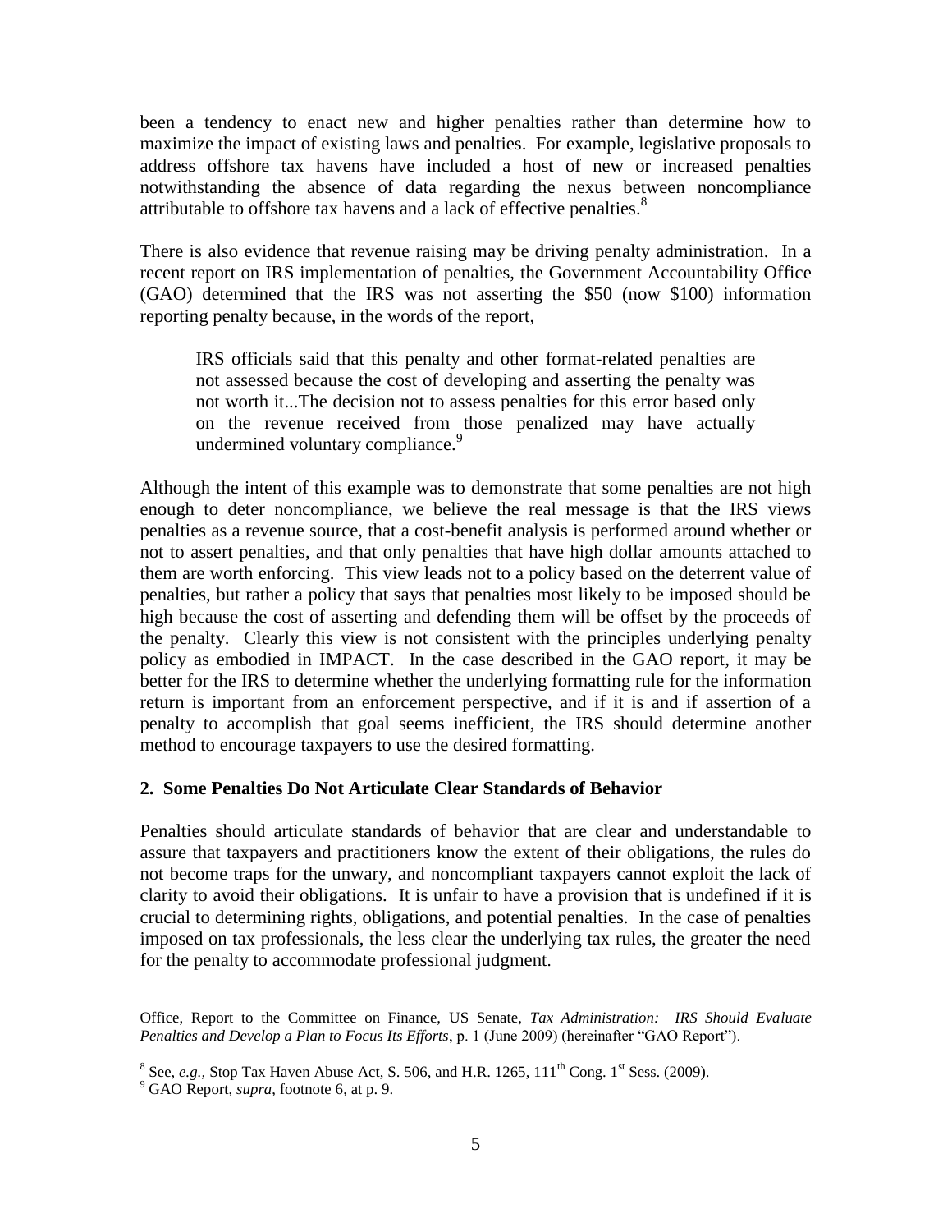been a tendency to enact new and higher penalties rather than determine how to maximize the impact of existing laws and penalties. For example, legislative proposals to address offshore tax havens have included a host of new or increased penalties notwithstanding the absence of data regarding the nexus between noncompliance attributable to offshore tax havens and a lack of effective penalties.[8]

There is also evidence that revenue raising may be driving penalty administration. In a recent report on IRS implementation of penalties, the Government Accountability Office (GAO) determined that the IRS was not asserting the $50 (now $100) information reporting penalty because, in the words of the report,

> IRS officials said that this penalty and other format-related penalties are not assessed because the cost of developing and asserting the penalty was not worth it...The decision not to assess penalties for this error based only on the revenue received from those penalized may have actually undermined voluntary compliance.[9]

Although the intent of this example was to demonstrate that some penalties are not high enough to deter noncompliance, we believe the real message is that the IRS views penalties as a revenue source, that a cost-benefit analysis is performed around whether or not to assert penalties, and that only penalties that have high dollar amounts attached to them are worth enforcing. This view leads not to a policy based on the deterrent value of penalties, but rather a policy that says that penalties most likely to be imposed should be high because the cost of asserting and defending them will be offset by the proceeds of the penalty. Clearly this view is not consistent with the principles underlying penalty policy as embodied in IMPACT. In the case described in the GAO report, it may be better for the IRS to determine whether the underlying formatting rule for the information return is important from an enforcement perspective, and if it is and if assertion of a penalty to accomplish that goal seems inefficient, the IRS should determine another method to encourage taxpayers to use the desired formatting.

### 2. Some Penalties Do Not Articulate Clear Standards of Behavior

Penalties should articulate standards of behavior that are clear and understandable to assure that taxpayers and practitioners know the extent of their obligations, the rules do not become traps for the unwary, and noncompliant taxpayers cannot exploit the lack of clarity to avoid their obligations. It is unfair to have a provision that is undefined if it is crucial to determining rights, obligations, and potential penalties. In the case of penalties imposed on tax professionals, the less clear the underlying tax rules, the greater the need for the penalty to accommodate professional judgment.

---

Office, Report to the Committee on Finance, US Senate, *Tax Administration: IRS Should Evaluate Penalties and Develop a Plan to Focus Its Efforts*, p. 1 (June 2009) (hereinafter "GAO Report").

[8] See, *e.g.*, Stop Tax Haven Abuse Act, S. 506, and H.R. 1265, 111th Cong. 1st Sess. (2009).

[9] GAO Report, *supra*, footnote 6, at p. 9.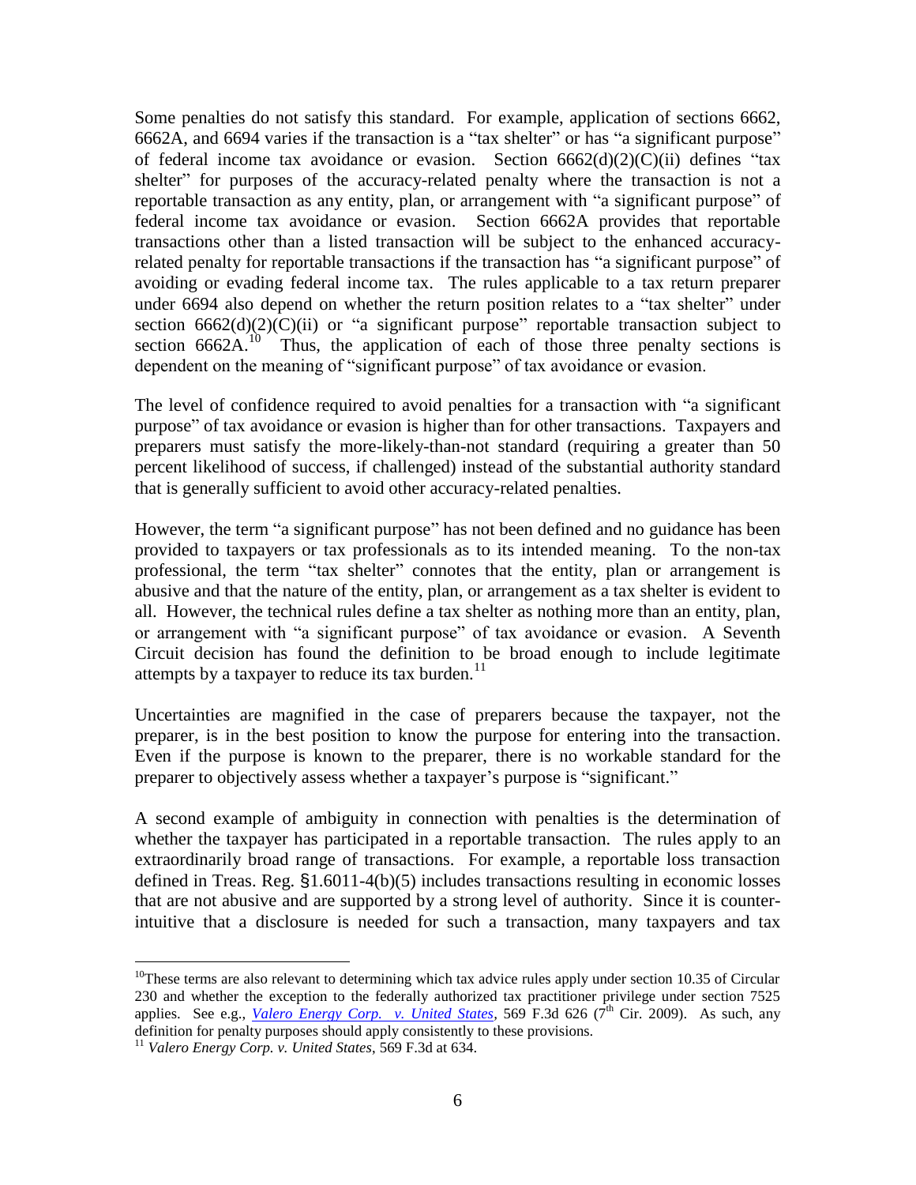Some penalties do not satisfy this standard. For example, application of sections 6662, 6662A, and 6694 varies if the transaction is a "tax shelter" or has "a significant purpose" of federal income tax avoidance or evasion. Section 6662(d)(2)(C)(ii) defines "tax shelter" for purposes of the accuracy-related penalty where the transaction is not a reportable transaction as any entity, plan, or arrangement with "a significant purpose" of federal income tax avoidance or evasion. Section 6662A provides that reportable transactions other than a listed transaction will be subject to the enhanced accuracy-related penalty for reportable transactions if the transaction has "a significant purpose" of avoiding or evading federal income tax. The rules applicable to a tax return preparer under 6694 also depend on whether the return position relates to a "tax shelter" under section 6662(d)(2)(C)(ii) or "a significant purpose" reportable transaction subject to section 6662A.[10] Thus, the application of each of those three penalty sections is dependent on the meaning of "significant purpose" of tax avoidance or evasion.

The level of confidence required to avoid penalties for a transaction with "a significant purpose" of tax avoidance or evasion is higher than for other transactions. Taxpayers and preparers must satisfy the more-likely-than-not standard (requiring a greater than 50 percent likelihood of success, if challenged) instead of the substantial authority standard that is generally sufficient to avoid other accuracy-related penalties.

However, the term "a significant purpose" has not been defined and no guidance has been provided to taxpayers or tax professionals as to its intended meaning. To the non-tax professional, the term "tax shelter" connotes that the entity, plan or arrangement is abusive and that the nature of the entity, plan, or arrangement as a tax shelter is evident to all. However, the technical rules define a tax shelter as nothing more than an entity, plan, or arrangement with "a significant purpose" of tax avoidance or evasion. A Seventh Circuit decision has found the definition to be broad enough to include legitimate attempts by a taxpayer to reduce its tax burden.[11]

Uncertainties are magnified in the case of preparers because the taxpayer, not the preparer, is in the best position to know the purpose for entering into the transaction. Even if the purpose is known to the preparer, there is no workable standard for the preparer to objectively assess whether a taxpayer's purpose is "significant."

A second example of ambiguity in connection with penalties is the determination of whether the taxpayer has participated in a reportable transaction. The rules apply to an extraordinarily broad range of transactions. For example, a reportable loss transaction defined in Treas. Reg. §1.6011-4(b)(5) includes transactions resulting in economic losses that are not abusive and are supported by a strong level of authority. Since it is counter-intuitive that a disclosure is needed for such a transaction, many taxpayers and tax

---

[10] These terms are also relevant to determining which tax advice rules apply under section 10.35 of Circular 230 and whether the exception to the federally authorized tax practitioner privilege under section 7525 applies. See e.g., *Valero Energy Corp. v. United States*, 569 F.3d 626 (7th Cir. 2009). As such, any definition for penalty purposes should apply consistently to these provisions.

[11] *Valero Energy Corp. v. United States*, 569 F.3d at 634.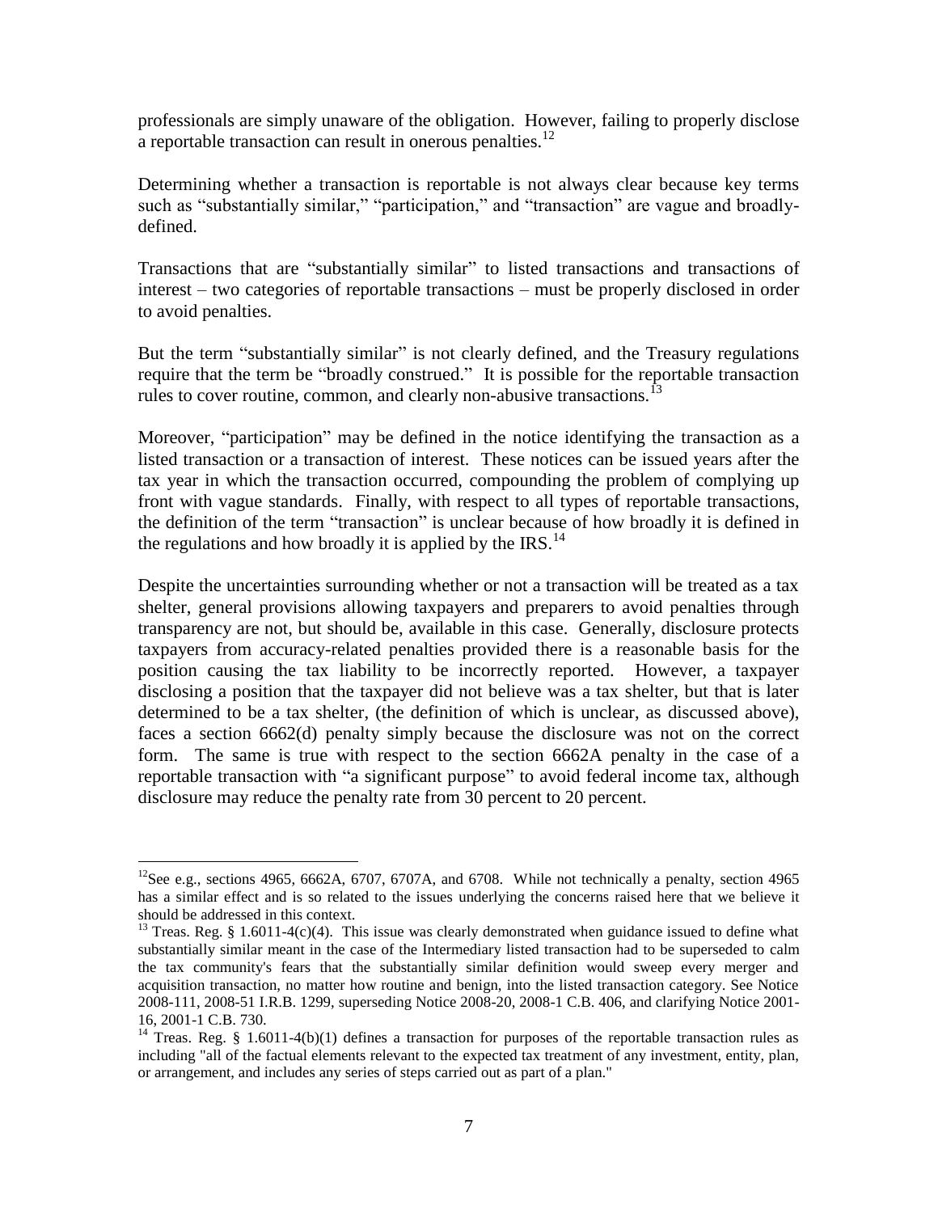professionals are simply unaware of the obligation. However, failing to properly disclose a reportable transaction can result in onerous penalties.[12]

Determining whether a transaction is reportable is not always clear because key terms such as "substantially similar," "participation," and "transaction" are vague and broadly-defined.

Transactions that are "substantially similar" to listed transactions and transactions of interest – two categories of reportable transactions – must be properly disclosed in order to avoid penalties.

But the term "substantially similar" is not clearly defined, and the Treasury regulations require that the term be "broadly construed." It is possible for the reportable transaction rules to cover routine, common, and clearly non-abusive transactions.[13]

Moreover, "participation" may be defined in the notice identifying the transaction as a listed transaction or a transaction of interest. These notices can be issued years after the tax year in which the transaction occurred, compounding the problem of complying up front with vague standards. Finally, with respect to all types of reportable transactions, the definition of the term "transaction" is unclear because of how broadly it is defined in the regulations and how broadly it is applied by the IRS.[14]

Despite the uncertainties surrounding whether or not a transaction will be treated as a tax shelter, general provisions allowing taxpayers and preparers to avoid penalties through transparency are not, but should be, available in this case. Generally, disclosure protects taxpayers from accuracy-related penalties provided there is a reasonable basis for the position causing the tax liability to be incorrectly reported. However, a taxpayer disclosing a position that the taxpayer did not believe was a tax shelter, but that is later determined to be a tax shelter, (the definition of which is unclear, as discussed above), faces a section 6662(d) penalty simply because the disclosure was not on the correct form. The same is true with respect to the section 6662A penalty in the case of a reportable transaction with "a significant purpose" to avoid federal income tax, although disclosure may reduce the penalty rate from 30 percent to 20 percent.

---

[12] See e.g., sections 4965, 6662A, 6707, 6707A, and 6708. While not technically a penalty, section 4965 has a similar effect and is so related to the issues underlying the concerns raised here that we believe it should be addressed in this context.

[13] Treas. Reg. § 1.6011-4(c)(4). This issue was clearly demonstrated when guidance issued to define what substantially similar meant in the case of the Intermediary listed transaction had to be superseded to calm the tax community's fears that the substantially similar definition would sweep every merger and acquisition transaction, no matter how routine and benign, into the listed transaction category. See Notice 2008-111, 2008-51 I.R.B. 1299, superseding Notice 2008-20, 2008-1 C.B. 406, and clarifying Notice 2001-16, 2001-1 C.B. 730.

[14] Treas. Reg. § 1.6011-4(b)(1) defines a transaction for purposes of the reportable transaction rules as including "all of the factual elements relevant to the expected tax treatment of any investment, entity, plan, or arrangement, and includes any series of steps carried out as part of a plan."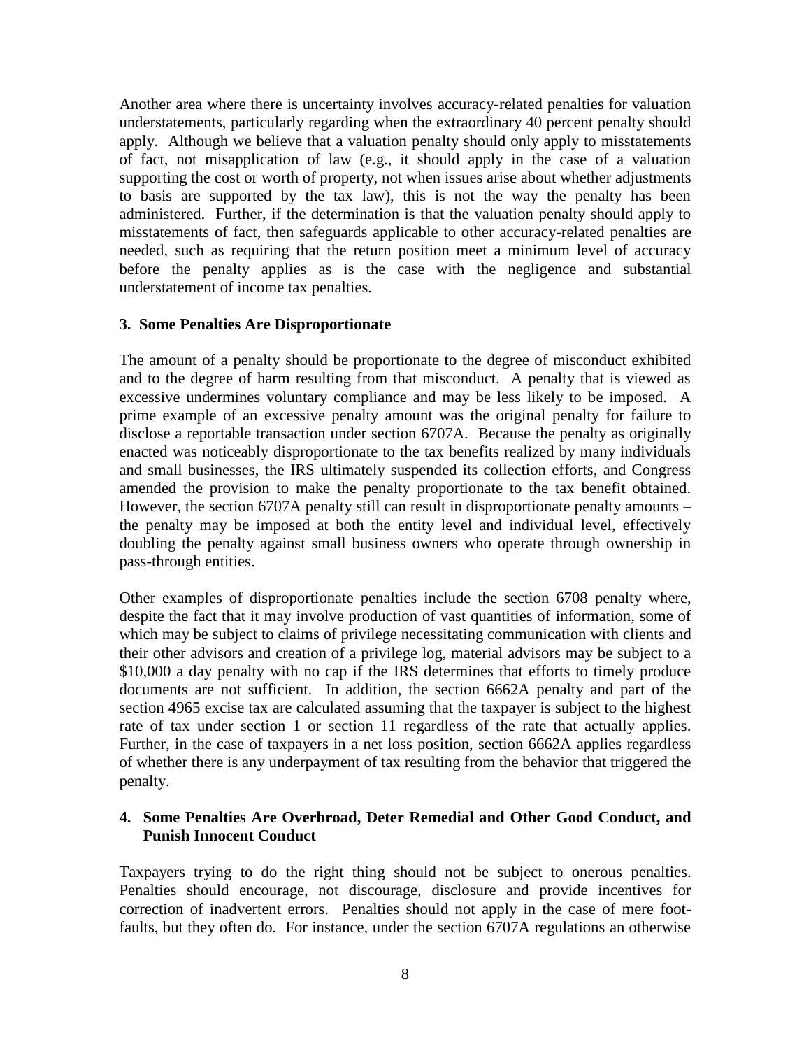Another area where there is uncertainty involves accuracy-related penalties for valuation understatements, particularly regarding when the extraordinary 40 percent penalty should apply. Although we believe that a valuation penalty should only apply to misstatements of fact, not misapplication of law (e.g., it should apply in the case of a valuation supporting the cost or worth of property, not when issues arise about whether adjustments to basis are supported by the tax law), this is not the way the penalty has been administered. Further, if the determination is that the valuation penalty should apply to misstatements of fact, then safeguards applicable to other accuracy-related penalties are needed, such as requiring that the return position meet a minimum level of accuracy before the penalty applies as is the case with the negligence and substantial understatement of income tax penalties.

### 3. Some Penalties Are Disproportionate

The amount of a penalty should be proportionate to the degree of misconduct exhibited and to the degree of harm resulting from that misconduct. A penalty that is viewed as excessive undermines voluntary compliance and may be less likely to be imposed. A prime example of an excessive penalty amount was the original penalty for failure to disclose a reportable transaction under section 6707A. Because the penalty as originally enacted was noticeably disproportionate to the tax benefits realized by many individuals and small businesses, the IRS ultimately suspended its collection efforts, and Congress amended the provision to make the penalty proportionate to the tax benefit obtained. However, the section 6707A penalty still can result in disproportionate penalty amounts – the penalty may be imposed at both the entity level and individual level, effectively doubling the penalty against small business owners who operate through ownership in pass-through entities.

Other examples of disproportionate penalties include the section 6708 penalty where, despite the fact that it may involve production of vast quantities of information, some of which may be subject to claims of privilege necessitating communication with clients and their other advisors and creation of a privilege log, material advisors may be subject to a \$10,000 a day penalty with no cap if the IRS determines that efforts to timely produce documents are not sufficient. In addition, the section 6662A penalty and part of the section 4965 excise tax are calculated assuming that the taxpayer is subject to the highest rate of tax under section 1 or section 11 regardless of the rate that actually applies. Further, in the case of taxpayers in a net loss position, section 6662A applies regardless of whether there is any underpayment of tax resulting from the behavior that triggered the penalty.

### 4. Some Penalties Are Overbroad, Deter Remedial and Other Good Conduct, and Punish Innocent Conduct

Taxpayers trying to do the right thing should not be subject to onerous penalties. Penalties should encourage, not discourage, disclosure and provide incentives for correction of inadvertent errors. Penalties should not apply in the case of mere foot-faults, but they often do. For instance, under the section 6707A regulations an otherwise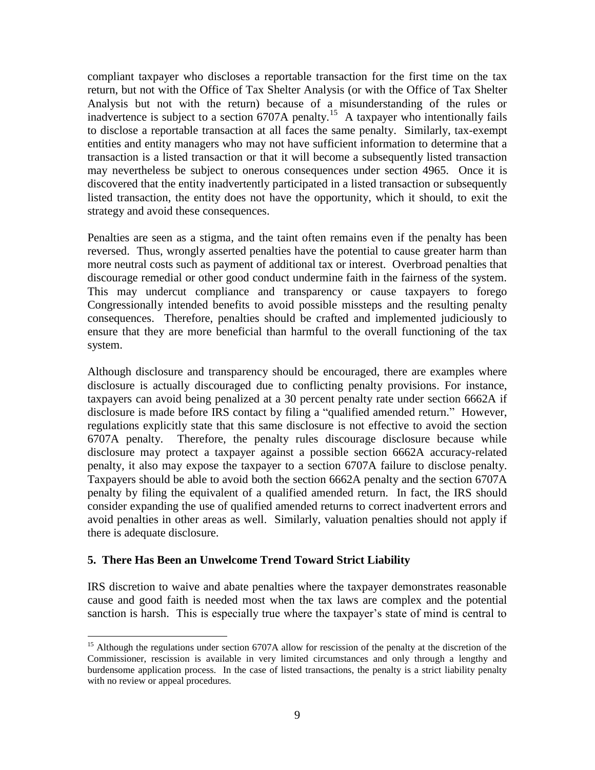compliant taxpayer who discloses a reportable transaction for the first time on the tax return, but not with the Office of Tax Shelter Analysis (or with the Office of Tax Shelter Analysis but not with the return) because of a misunderstanding of the rules or inadvertence is subject to a section 6707A penalty.[15] A taxpayer who intentionally fails to disclose a reportable transaction at all faces the same penalty. Similarly, tax-exempt entities and entity managers who may not have sufficient information to determine that a transaction is a listed transaction or that it will become a subsequently listed transaction may nevertheless be subject to onerous consequences under section 4965. Once it is discovered that the entity inadvertently participated in a listed transaction or subsequently listed transaction, the entity does not have the opportunity, which it should, to exit the strategy and avoid these consequences.

Penalties are seen as a stigma, and the taint often remains even if the penalty has been reversed. Thus, wrongly asserted penalties have the potential to cause greater harm than more neutral costs such as payment of additional tax or interest. Overbroad penalties that discourage remedial or other good conduct undermine faith in the fairness of the system. This may undercut compliance and transparency or cause taxpayers to forego Congressionally intended benefits to avoid possible missteps and the resulting penalty consequences. Therefore, penalties should be crafted and implemented judiciously to ensure that they are more beneficial than harmful to the overall functioning of the tax system.

Although disclosure and transparency should be encouraged, there are examples where disclosure is actually discouraged due to conflicting penalty provisions. For instance, taxpayers can avoid being penalized at a 30 percent penalty rate under section 6662A if disclosure is made before IRS contact by filing a "qualified amended return." However, regulations explicitly state that this same disclosure is not effective to avoid the section 6707A penalty. Therefore, the penalty rules discourage disclosure because while disclosure may protect a taxpayer against a possible section 6662A accuracy-related penalty, it also may expose the taxpayer to a section 6707A failure to disclose penalty. Taxpayers should be able to avoid both the section 6662A penalty and the section 6707A penalty by filing the equivalent of a qualified amended return. In fact, the IRS should consider expanding the use of qualified amended returns to correct inadvertent errors and avoid penalties in other areas as well. Similarly, valuation penalties should not apply if there is adequate disclosure.

### 5. There Has Been an Unwelcome Trend Toward Strict Liability

IRS discretion to waive and abate penalties where the taxpayer demonstrates reasonable cause and good faith is needed most when the tax laws are complex and the potential sanction is harsh. This is especially true where the taxpayer's state of mind is central to

[15] Although the regulations under section 6707A allow for rescission of the penalty at the discretion of the Commissioner, rescission is available in very limited circumstances and only through a lengthy and burdensome application process. In the case of listed transactions, the penalty is a strict liability penalty with no review or appeal procedures.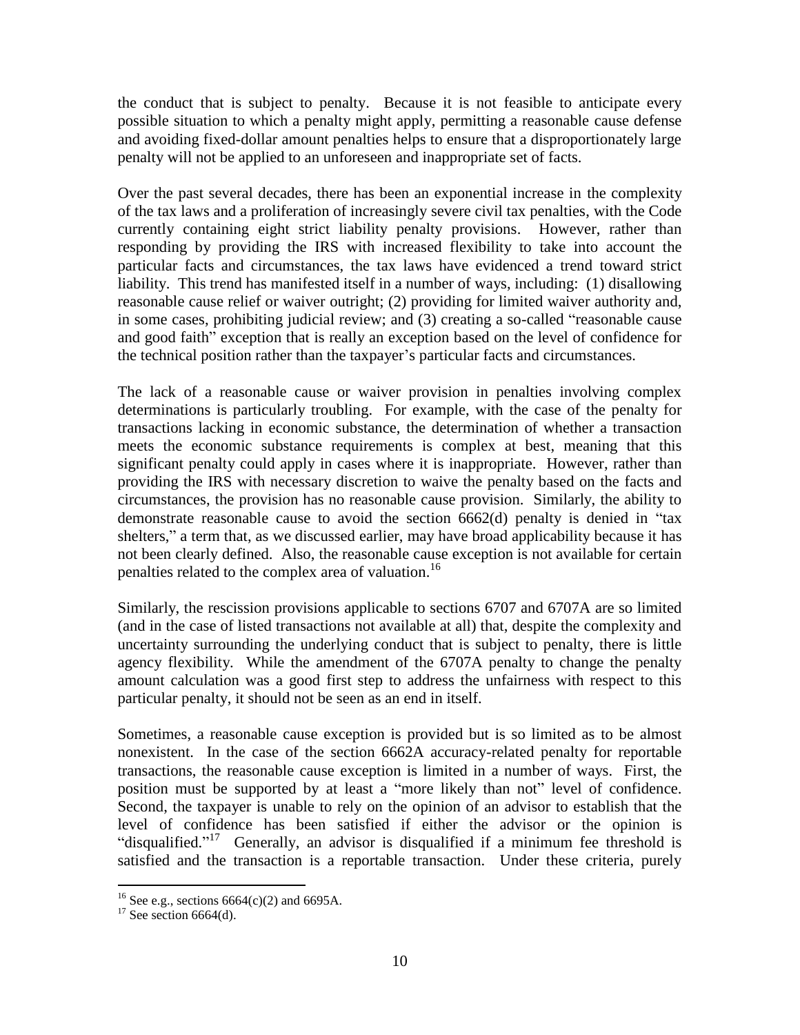the conduct that is subject to penalty. Because it is not feasible to anticipate every possible situation to which a penalty might apply, permitting a reasonable cause defense and avoiding fixed-dollar amount penalties helps to ensure that a disproportionately large penalty will not be applied to an unforeseen and inappropriate set of facts.

Over the past several decades, there has been an exponential increase in the complexity of the tax laws and a proliferation of increasingly severe civil tax penalties, with the Code currently containing eight strict liability penalty provisions. However, rather than responding by providing the IRS with increased flexibility to take into account the particular facts and circumstances, the tax laws have evidenced a trend toward strict liability. This trend has manifested itself in a number of ways, including: (1) disallowing reasonable cause relief or waiver outright; (2) providing for limited waiver authority and, in some cases, prohibiting judicial review; and (3) creating a so-called "reasonable cause and good faith" exception that is really an exception based on the level of confidence for the technical position rather than the taxpayer's particular facts and circumstances.

The lack of a reasonable cause or waiver provision in penalties involving complex determinations is particularly troubling. For example, with the case of the penalty for transactions lacking in economic substance, the determination of whether a transaction meets the economic substance requirements is complex at best, meaning that this significant penalty could apply in cases where it is inappropriate. However, rather than providing the IRS with necessary discretion to waive the penalty based on the facts and circumstances, the provision has no reasonable cause provision. Similarly, the ability to demonstrate reasonable cause to avoid the section 6662(d) penalty is denied in "tax shelters," a term that, as we discussed earlier, may have broad applicability because it has not been clearly defined. Also, the reasonable cause exception is not available for certain penalties related to the complex area of valuation.[16]

Similarly, the rescission provisions applicable to sections 6707 and 6707A are so limited (and in the case of listed transactions not available at all) that, despite the complexity and uncertainty surrounding the underlying conduct that is subject to penalty, there is little agency flexibility. While the amendment of the 6707A penalty to change the penalty amount calculation was a good first step to address the unfairness with respect to this particular penalty, it should not be seen as an end in itself.

Sometimes, a reasonable cause exception is provided but is so limited as to be almost nonexistent. In the case of the section 6662A accuracy-related penalty for reportable transactions, the reasonable cause exception is limited in a number of ways. First, the position must be supported by at least a "more likely than not" level of confidence. Second, the taxpayer is unable to rely on the opinion of an advisor to establish that the level of confidence has been satisfied if either the advisor or the opinion is "disqualified."[17] Generally, an advisor is disqualified if a minimum fee threshold is satisfied and the transaction is a reportable transaction. Under these criteria, purely

---

[16] See e.g., sections 6664(c)(2) and 6695A.

[17] See section 6664(d).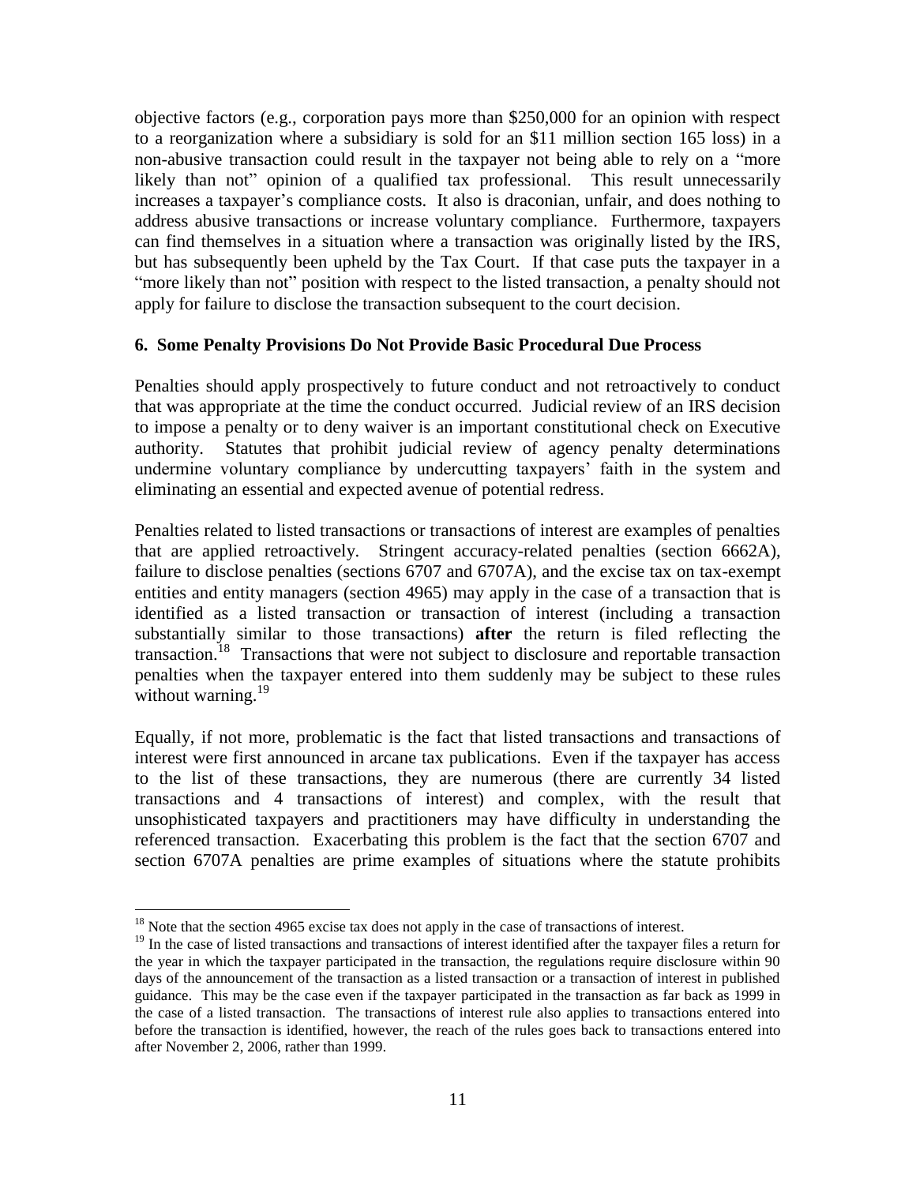objective factors (e.g., corporation pays more than $250,000 for an opinion with respect to a reorganization where a subsidiary is sold for an $11 million section 165 loss) in a non-abusive transaction could result in the taxpayer not being able to rely on a "more likely than not" opinion of a qualified tax professional. This result unnecessarily increases a taxpayer's compliance costs. It also is draconian, unfair, and does nothing to address abusive transactions or increase voluntary compliance. Furthermore, taxpayers can find themselves in a situation where a transaction was originally listed by the IRS, but has subsequently been upheld by the Tax Court. If that case puts the taxpayer in a "more likely than not" position with respect to the listed transaction, a penalty should not apply for failure to disclose the transaction subsequent to the court decision.

### 6. Some Penalty Provisions Do Not Provide Basic Procedural Due Process

Penalties should apply prospectively to future conduct and not retroactively to conduct that was appropriate at the time the conduct occurred. Judicial review of an IRS decision to impose a penalty or to deny waiver is an important constitutional check on Executive authority. Statutes that prohibit judicial review of agency penalty determinations undermine voluntary compliance by undercutting taxpayers' faith in the system and eliminating an essential and expected avenue of potential redress.

Penalties related to listed transactions or transactions of interest are examples of penalties that are applied retroactively. Stringent accuracy-related penalties (section 6662A), failure to disclose penalties (sections 6707 and 6707A), and the excise tax on tax-exempt entities and entity managers (section 4965) may apply in the case of a transaction that is identified as a listed transaction or transaction of interest (including a transaction substantially similar to those transactions) **after** the return is filed reflecting the transaction.[18] Transactions that were not subject to disclosure and reportable transaction penalties when the taxpayer entered into them suddenly may be subject to these rules without warning.[19]

Equally, if not more, problematic is the fact that listed transactions and transactions of interest were first announced in arcane tax publications. Even if the taxpayer has access to the list of these transactions, they are numerous (there are currently 34 listed transactions and 4 transactions of interest) and complex, with the result that unsophisticated taxpayers and practitioners may have difficulty in understanding the referenced transaction. Exacerbating this problem is the fact that the section 6707 and section 6707A penalties are prime examples of situations where the statute prohibits

---

[18] Note that the section 4965 excise tax does not apply in the case of transactions of interest.

[19] In the case of listed transactions and transactions of interest identified after the taxpayer files a return for the year in which the taxpayer participated in the transaction, the regulations require disclosure within 90 days of the announcement of the transaction as a listed transaction or a transaction of interest in published guidance. This may be the case even if the taxpayer participated in the transaction as far back as 1999 in the case of a listed transaction. The transactions of interest rule also applies to transactions entered into before the transaction is identified, however, the reach of the rules goes back to transactions entered into after November 2, 2006, rather than 1999.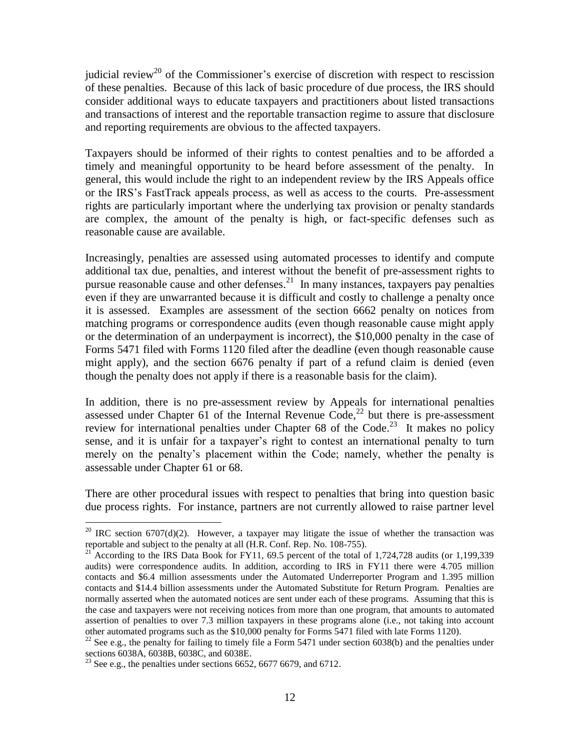judicial review[20] of the Commissioner's exercise of discretion with respect to rescission of these penalties. Because of this lack of basic procedure of due process, the IRS should consider additional ways to educate taxpayers and practitioners about listed transactions and transactions of interest and the reportable transaction regime to assure that disclosure and reporting requirements are obvious to the affected taxpayers.

Taxpayers should be informed of their rights to contest penalties and to be afforded a timely and meaningful opportunity to be heard before assessment of the penalty. In general, this would include the right to an independent review by the IRS Appeals office or the IRS's FastTrack appeals process, as well as access to the courts. Pre-assessment rights are particularly important where the underlying tax provision or penalty standards are complex, the amount of the penalty is high, or fact-specific defenses such as reasonable cause are available.

Increasingly, penalties are assessed using automated processes to identify and compute additional tax due, penalties, and interest without the benefit of pre-assessment rights to pursue reasonable cause and other defenses.[21] In many instances, taxpayers pay penalties even if they are unwarranted because it is difficult and costly to challenge a penalty once it is assessed. Examples are assessment of the section 6662 penalty on notices from matching programs or correspondence audits (even though reasonable cause might apply or the determination of an underpayment is incorrect), the $10,000 penalty in the case of Forms 5471 filed with Forms 1120 filed after the deadline (even though reasonable cause might apply), and the section 6676 penalty if part of a refund claim is denied (even though the penalty does not apply if there is a reasonable basis for the claim).

In addition, there is no pre-assessment review by Appeals for international penalties assessed under Chapter 61 of the Internal Revenue Code,[22] but there is pre-assessment review for international penalties under Chapter 68 of the Code.[23] It makes no policy sense, and it is unfair for a taxpayer's right to contest an international penalty to turn merely on the penalty's placement within the Code; namely, whether the penalty is assessable under Chapter 61 or 68.

There are other procedural issues with respect to penalties that bring into question basic due process rights. For instance, partners are not currently allowed to raise partner level

---

[20] IRC section 6707(d)(2). However, a taxpayer may litigate the issue of whether the transaction was reportable and subject to the penalty at all (H.R. Conf. Rep. No. 108-755).

[21] According to the IRS Data Book for FY11, 69.5 percent of the total of 1,724,728 audits (or 1,199,339 audits) were correspondence audits. In addition, according to IRS in FY11 there were 4.705 million contacts and $6.4 million assessments under the Automated Underreporter Program and 1.395 million contacts and $14.4 billion assessments under the Automated Substitute for Return Program. Penalties are normally asserted when the automated notices are sent under each of these programs. Assuming that this is the case and taxpayers were not receiving notices from more than one program, that amounts to automated assertion of penalties to over 7.3 million taxpayers in these programs alone (i.e., not taking into account other automated programs such as the $10,000 penalty for Forms 5471 filed with late Forms 1120).

[22] See e.g., the penalty for failing to timely file a Form 5471 under section 6038(b) and the penalties under sections 6038A, 6038B, 6038C, and 6038E.

[23] See e.g., the penalties under sections 6652, 6677 6679, and 6712.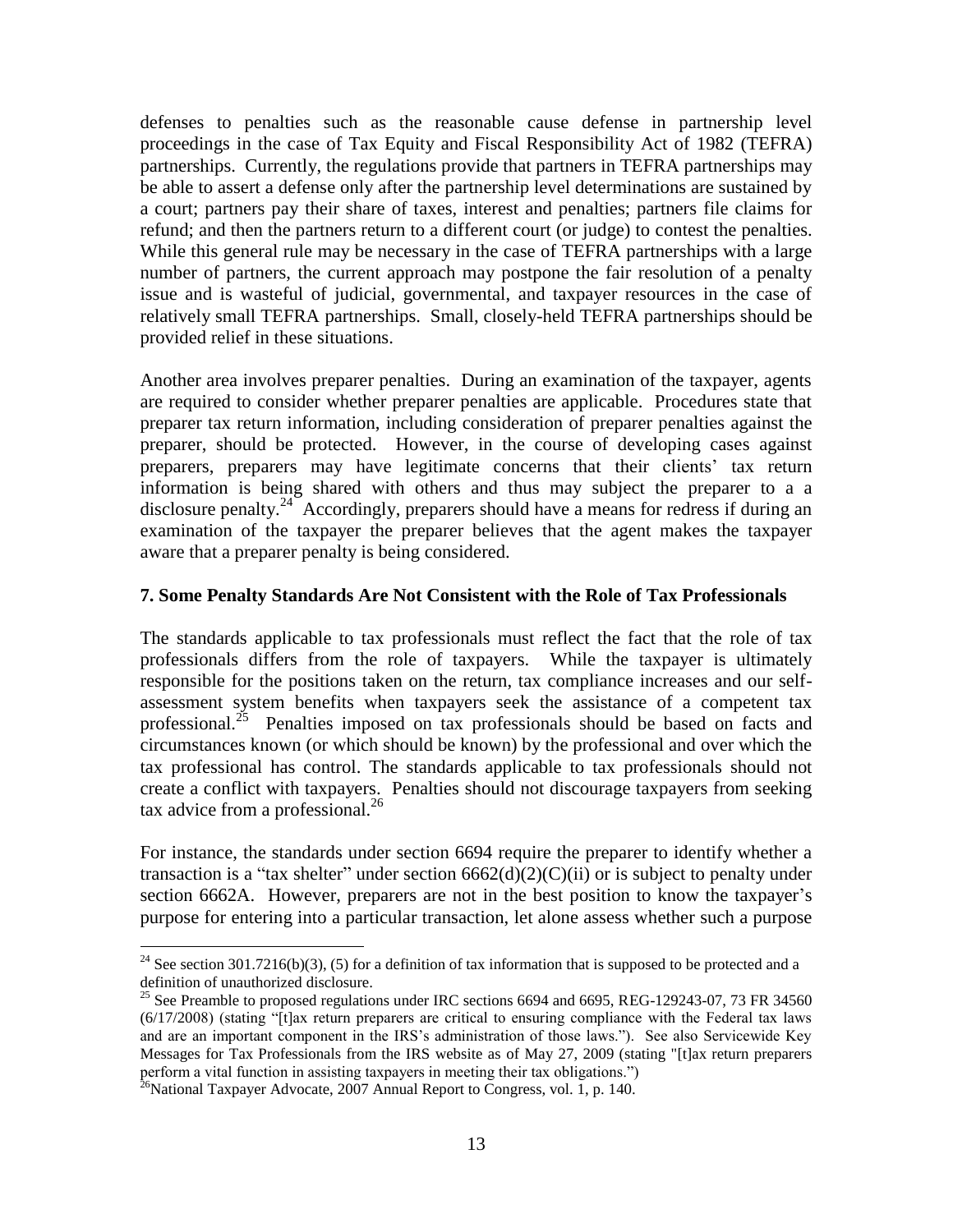defenses to penalties such as the reasonable cause defense in partnership level proceedings in the case of Tax Equity and Fiscal Responsibility Act of 1982 (TEFRA) partnerships. Currently, the regulations provide that partners in TEFRA partnerships may be able to assert a defense only after the partnership level determinations are sustained by a court; partners pay their share of taxes, interest and penalties; partners file claims for refund; and then the partners return to a different court (or judge) to contest the penalties. While this general rule may be necessary in the case of TEFRA partnerships with a large number of partners, the current approach may postpone the fair resolution of a penalty issue and is wasteful of judicial, governmental, and taxpayer resources in the case of relatively small TEFRA partnerships. Small, closely-held TEFRA partnerships should be provided relief in these situations.

Another area involves preparer penalties. During an examination of the taxpayer, agents are required to consider whether preparer penalties are applicable. Procedures state that preparer tax return information, including consideration of preparer penalties against the preparer, should be protected. However, in the course of developing cases against preparers, preparers may have legitimate concerns that their clients' tax return information is being shared with others and thus may subject the preparer to a a disclosure penalty.[24] Accordingly, preparers should have a means for redress if during an examination of the taxpayer the preparer believes that the agent makes the taxpayer aware that a preparer penalty is being considered.

### 7. Some Penalty Standards Are Not Consistent with the Role of Tax Professionals

The standards applicable to tax professionals must reflect the fact that the role of tax professionals differs from the role of taxpayers. While the taxpayer is ultimately responsible for the positions taken on the return, tax compliance increases and our self-assessment system benefits when taxpayers seek the assistance of a competent tax professional.[25] Penalties imposed on tax professionals should be based on facts and circumstances known (or which should be known) by the professional and over which the tax professional has control. The standards applicable to tax professionals should not create a conflict with taxpayers. Penalties should not discourage taxpayers from seeking tax advice from a professional.[26]

For instance, the standards under section 6694 require the preparer to identify whether a transaction is a "tax shelter" under section 6662(d)(2)(C)(ii) or is subject to penalty under section 6662A. However, preparers are not in the best position to know the taxpayer's purpose for entering into a particular transaction, let alone assess whether such a purpose

---

[24] See section 301.7216(b)(3), (5) for a definition of tax information that is supposed to be protected and a definition of unauthorized disclosure.

[25] See Preamble to proposed regulations under IRC sections 6694 and 6695, REG-129243-07, 73 FR 34560 (6/17/2008) (stating "[t]ax return preparers are critical to ensuring compliance with the Federal tax laws and are an important component in the IRS's administration of those laws."). See also Servicewide Key Messages for Tax Professionals from the IRS website as of May 27, 2009 (stating "[t]ax return preparers perform a vital function in assisting taxpayers in meeting their tax obligations.")

[26] National Taxpayer Advocate, 2007 Annual Report to Congress, vol. 1, p. 140.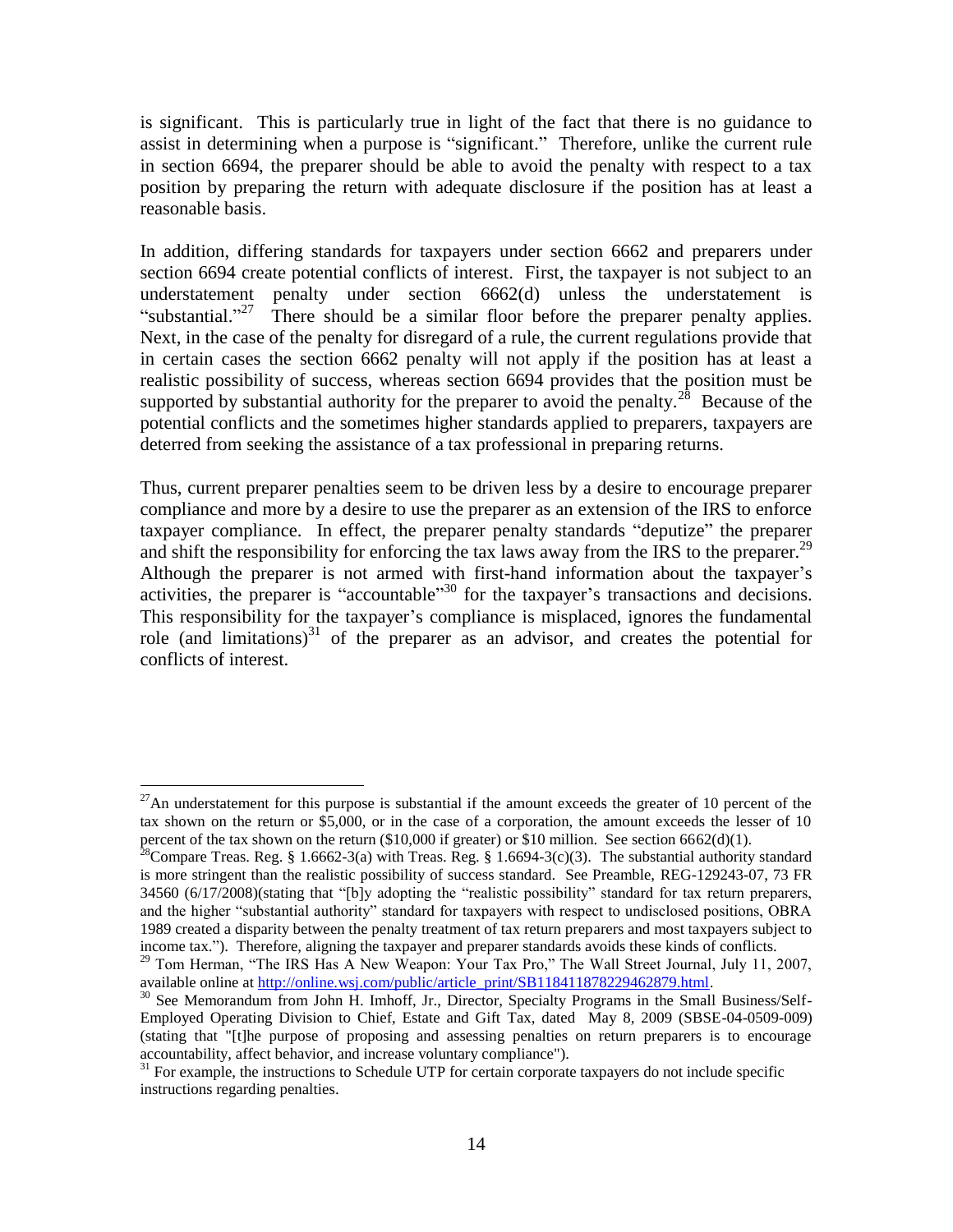is significant. This is particularly true in light of the fact that there is no guidance to assist in determining when a purpose is "significant." Therefore, unlike the current rule in section 6694, the preparer should be able to avoid the penalty with respect to a tax position by preparing the return with adequate disclosure if the position has at least a reasonable basis.

In addition, differing standards for taxpayers under section 6662 and preparers under section 6694 create potential conflicts of interest. First, the taxpayer is not subject to an understatement penalty under section 6662(d) unless the understatement is "substantial."[27] There should be a similar floor before the preparer penalty applies. Next, in the case of the penalty for disregard of a rule, the current regulations provide that in certain cases the section 6662 penalty will not apply if the position has at least a realistic possibility of success, whereas section 6694 provides that the position must be supported by substantial authority for the preparer to avoid the penalty.[28] Because of the potential conflicts and the sometimes higher standards applied to preparers, taxpayers are deterred from seeking the assistance of a tax professional in preparing returns.

Thus, current preparer penalties seem to be driven less by a desire to encourage preparer compliance and more by a desire to use the preparer as an extension of the IRS to enforce taxpayer compliance. In effect, the preparer penalty standards "deputize" the preparer and shift the responsibility for enforcing the tax laws away from the IRS to the preparer.[29] Although the preparer is not armed with first-hand information about the taxpayer's activities, the preparer is "accountable"[30] for the taxpayer's transactions and decisions. This responsibility for the taxpayer's compliance is misplaced, ignores the fundamental role (and limitations)[31] of the preparer as an advisor, and creates the potential for conflicts of interest.

---

[27] An understatement for this purpose is substantial if the amount exceeds the greater of 10 percent of the tax shown on the return or $5,000, or in the case of a corporation, the amount exceeds the lesser of 10 percent of the tax shown on the return ($10,000 if greater) or $10 million. See section 6662(d)(1).

[28] Compare Treas. Reg. § 1.6662-3(a) with Treas. Reg. § 1.6694-3(c)(3). The substantial authority standard is more stringent than the realistic possibility of success standard. See Preamble, REG-129243-07, 73 FR 34560 (6/17/2008)(stating that "[b]y adopting the "realistic possibility" standard for tax return preparers, and the higher "substantial authority" standard for taxpayers with respect to undisclosed positions, OBRA 1989 created a disparity between the penalty treatment of tax return preparers and most taxpayers subject to income tax."). Therefore, aligning the taxpayer and preparer standards avoids these kinds of conflicts.

[29] Tom Herman, "The IRS Has A New Weapon: Your Tax Pro," The Wall Street Journal, July 11, 2007, available online at http://online.wsj.com/public/article_print/SB118411878229462879.html.

[30] See Memorandum from John H. Imhoff, Jr., Director, Specialty Programs in the Small Business/Self-Employed Operating Division to Chief, Estate and Gift Tax, dated May 8, 2009 (SBSE-04-0509-009) (stating that "[t]he purpose of proposing and assessing penalties on return preparers is to encourage accountability, affect behavior, and increase voluntary compliance").

[31] For example, the instructions to Schedule UTP for certain corporate taxpayers do not include specific instructions regarding penalties.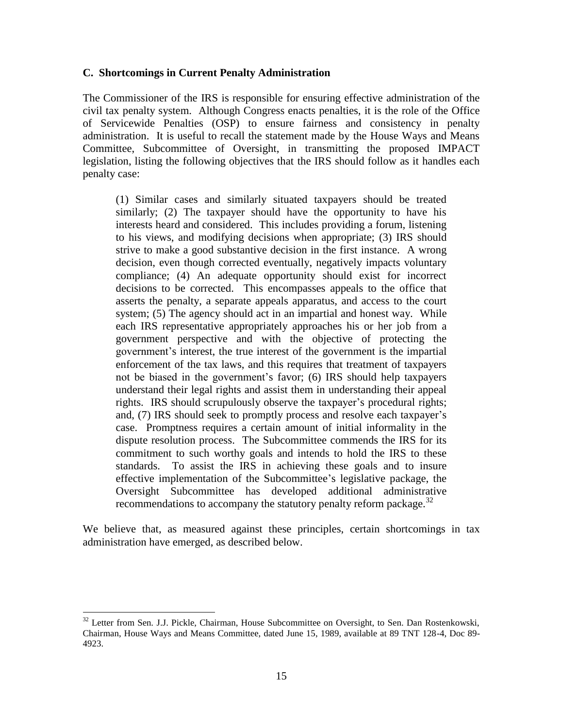### C. Shortcomings in Current Penalty Administration

The Commissioner of the IRS is responsible for ensuring effective administration of the civil tax penalty system. Although Congress enacts penalties, it is the role of the Office of Servicewide Penalties (OSP) to ensure fairness and consistency in penalty administration. It is useful to recall the statement made by the House Ways and Means Committee, Subcommittee of Oversight, in transmitting the proposed IMPACT legislation, listing the following objectives that the IRS should follow as it handles each penalty case:

> (1) Similar cases and similarly situated taxpayers should be treated similarly; (2) The taxpayer should have the opportunity to have his interests heard and considered. This includes providing a forum, listening to his views, and modifying decisions when appropriate; (3) IRS should strive to make a good substantive decision in the first instance. A wrong decision, even though corrected eventually, negatively impacts voluntary compliance; (4) An adequate opportunity should exist for incorrect decisions to be corrected. This encompasses appeals to the office that asserts the penalty, a separate appeals apparatus, and access to the court system; (5) The agency should act in an impartial and honest way. While each IRS representative appropriately approaches his or her job from a government perspective and with the objective of protecting the government's interest, the true interest of the government is the impartial enforcement of the tax laws, and this requires that treatment of taxpayers not be biased in the government's favor; (6) IRS should help taxpayers understand their legal rights and assist them in understanding their appeal rights. IRS should scrupulously observe the taxpayer's procedural rights; and, (7) IRS should seek to promptly process and resolve each taxpayer's case. Promptness requires a certain amount of initial informality in the dispute resolution process. The Subcommittee commends the IRS for its commitment to such worthy goals and intends to hold the IRS to these standards. To assist the IRS in achieving these goals and to insure effective implementation of the Subcommittee's legislative package, the Oversight Subcommittee has developed additional administrative recommendations to accompany the statutory penalty reform package.[32]

We believe that, as measured against these principles, certain shortcomings in tax administration have emerged, as described below.

---

[32] Letter from Sen. J.J. Pickle, Chairman, House Subcommittee on Oversight, to Sen. Dan Rostenkowski, Chairman, House Ways and Means Committee, dated June 15, 1989, available at 89 TNT 128-4, Doc 89-4923.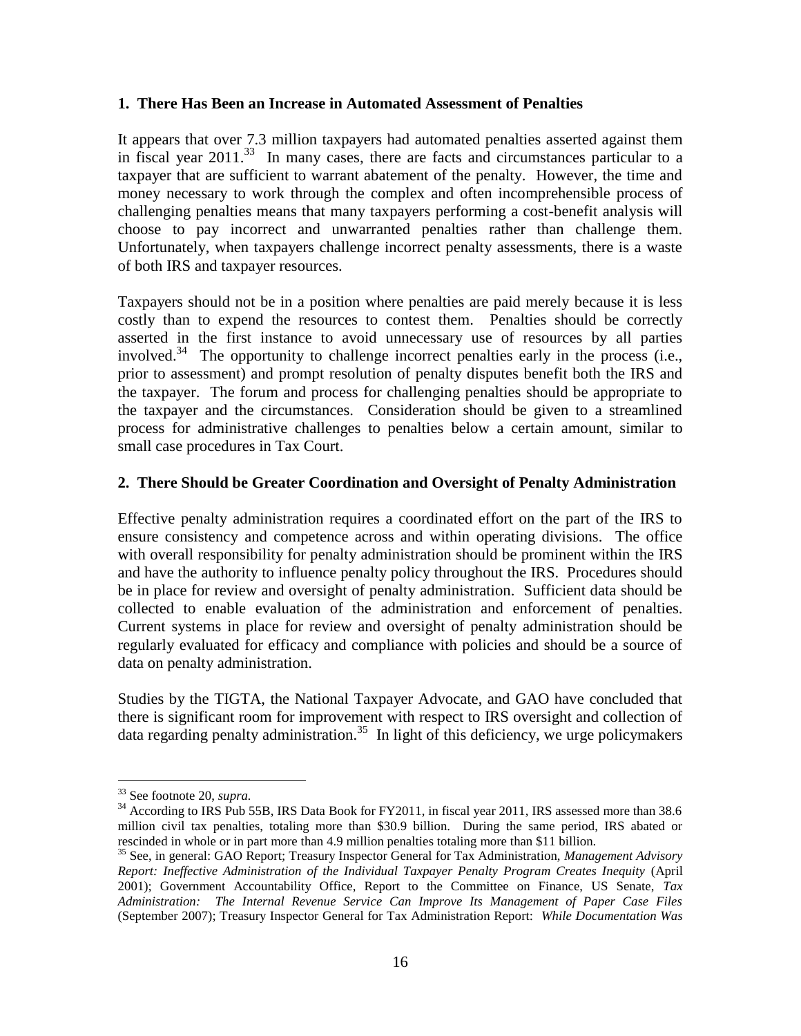### 1. There Has Been an Increase in Automated Assessment of Penalties

It appears that over 7.3 million taxpayers had automated penalties asserted against them in fiscal year 2011.[33] In many cases, there are facts and circumstances particular to a taxpayer that are sufficient to warrant abatement of the penalty. However, the time and money necessary to work through the complex and often incomprehensible process of challenging penalties means that many taxpayers performing a cost-benefit analysis will choose to pay incorrect and unwarranted penalties rather than challenge them. Unfortunately, when taxpayers challenge incorrect penalty assessments, there is a waste of both IRS and taxpayer resources.

Taxpayers should not be in a position where penalties are paid merely because it is less costly than to expend the resources to contest them. Penalties should be correctly asserted in the first instance to avoid unnecessary use of resources by all parties involved.[34] The opportunity to challenge incorrect penalties early in the process (i.e., prior to assessment) and prompt resolution of penalty disputes benefit both the IRS and the taxpayer. The forum and process for challenging penalties should be appropriate to the taxpayer and the circumstances. Consideration should be given to a streamlined process for administrative challenges to penalties below a certain amount, similar to small case procedures in Tax Court.

### 2. There Should be Greater Coordination and Oversight of Penalty Administration

Effective penalty administration requires a coordinated effort on the part of the IRS to ensure consistency and competence across and within operating divisions. The office with overall responsibility for penalty administration should be prominent within the IRS and have the authority to influence penalty policy throughout the IRS. Procedures should be in place for review and oversight of penalty administration. Sufficient data should be collected to enable evaluation of the administration and enforcement of penalties. Current systems in place for review and oversight of penalty administration should be regularly evaluated for efficacy and compliance with policies and should be a source of data on penalty administration.

Studies by the TIGTA, the National Taxpayer Advocate, and GAO have concluded that there is significant room for improvement with respect to IRS oversight and collection of data regarding penalty administration.[35] In light of this deficiency, we urge policymakers

---

[33] See footnote 20, *supra.*

[34] According to IRS Pub 55B, IRS Data Book for FY2011, in fiscal year 2011, IRS assessed more than 38.6 million civil tax penalties, totaling more than $30.9 billion. During the same period, IRS abated or rescinded in whole or in part more than 4.9 million penalties totaling more than $11 billion.

[35] See, in general: GAO Report; Treasury Inspector General for Tax Administration, *Management Advisory Report: Ineffective Administration of the Individual Taxpayer Penalty Program Creates Inequity* (April 2001); Government Accountability Office, Report to the Committee on Finance, US Senate, *Tax Administration: The Internal Revenue Service Can Improve Its Management of Paper Case Files* (September 2007); Treasury Inspector General for Tax Administration Report: *While Documentation Was*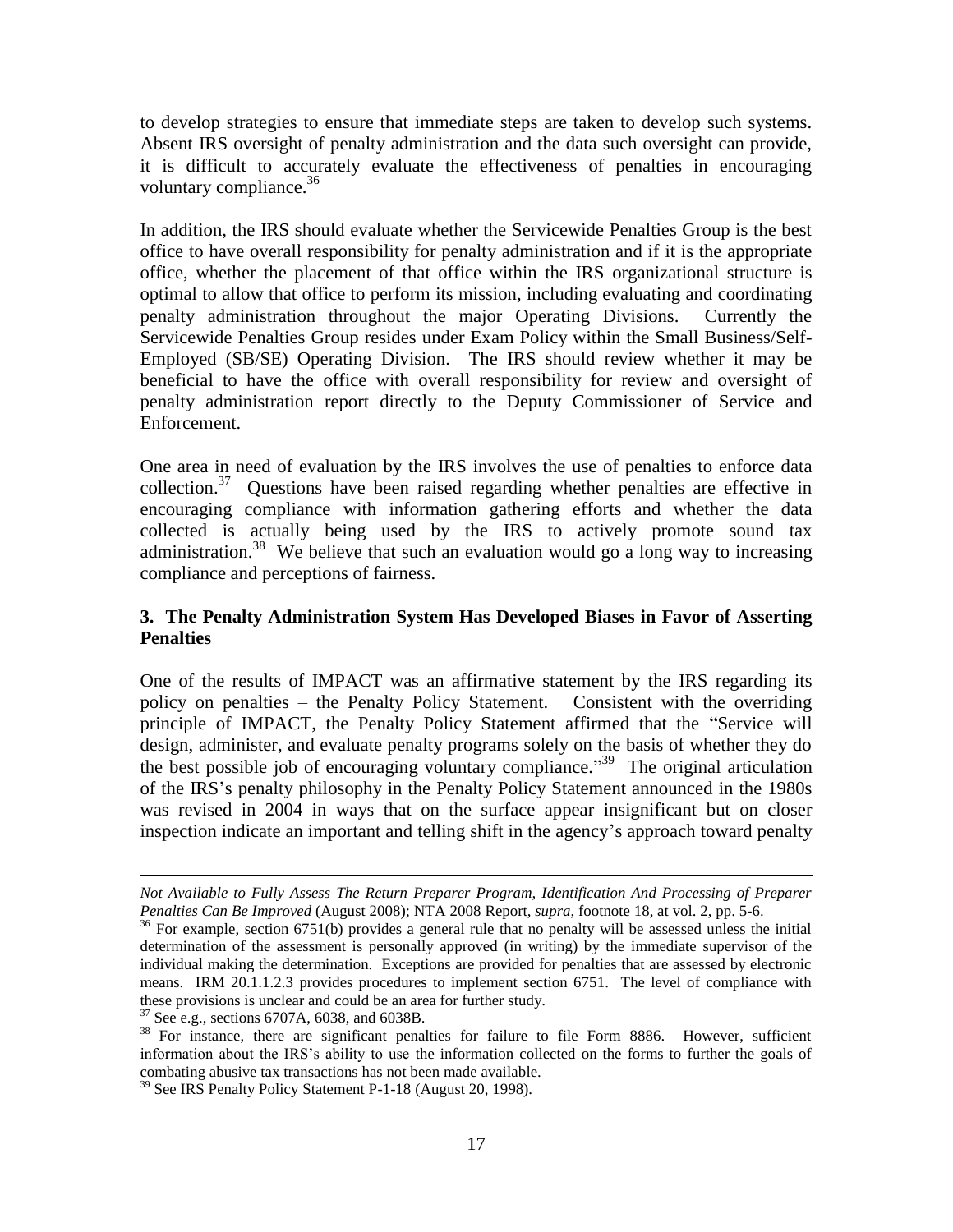to develop strategies to ensure that immediate steps are taken to develop such systems. Absent IRS oversight of penalty administration and the data such oversight can provide, it is difficult to accurately evaluate the effectiveness of penalties in encouraging voluntary compliance.[36]

In addition, the IRS should evaluate whether the Servicewide Penalties Group is the best office to have overall responsibility for penalty administration and if it is the appropriate office, whether the placement of that office within the IRS organizational structure is optimal to allow that office to perform its mission, including evaluating and coordinating penalty administration throughout the major Operating Divisions. Currently the Servicewide Penalties Group resides under Exam Policy within the Small Business/Self-Employed (SB/SE) Operating Division. The IRS should review whether it may be beneficial to have the office with overall responsibility for review and oversight of penalty administration report directly to the Deputy Commissioner of Service and Enforcement.

One area in need of evaluation by the IRS involves the use of penalties to enforce data collection.[37] Questions have been raised regarding whether penalties are effective in encouraging compliance with information gathering efforts and whether the data collected is actually being used by the IRS to actively promote sound tax administration.[38] We believe that such an evaluation would go a long way to increasing compliance and perceptions of fairness.

### 3. The Penalty Administration System Has Developed Biases in Favor of Asserting Penalties

One of the results of IMPACT was an affirmative statement by the IRS regarding its policy on penalties – the Penalty Policy Statement. Consistent with the overriding principle of IMPACT, the Penalty Policy Statement affirmed that the "Service will design, administer, and evaluate penalty programs solely on the basis of whether they do the best possible job of encouraging voluntary compliance."[39] The original articulation of the IRS's penalty philosophy in the Penalty Policy Statement announced in the 1980s was revised in 2004 in ways that on the surface appear insignificant but on closer inspection indicate an important and telling shift in the agency's approach toward penalty

---

*Not Available to Fully Assess The Return Preparer Program, Identification And Processing of Preparer Penalties Can Be Improved* (August 2008); NTA 2008 Report, *supra*, footnote 18, at vol. 2, pp. 5-6.

[36] For example, section 6751(b) provides a general rule that no penalty will be assessed unless the initial determination of the assessment is personally approved (in writing) by the immediate supervisor of the individual making the determination. Exceptions are provided for penalties that are assessed by electronic means. IRM 20.1.1.2.3 provides procedures to implement section 6751. The level of compliance with these provisions is unclear and could be an area for further study.

[37] See e.g., sections 6707A, 6038, and 6038B.

[38] For instance, there are significant penalties for failure to file Form 8886. However, sufficient information about the IRS's ability to use the information collected on the forms to further the goals of combating abusive tax transactions has not been made available.

[39] See IRS Penalty Policy Statement P-1-18 (August 20, 1998).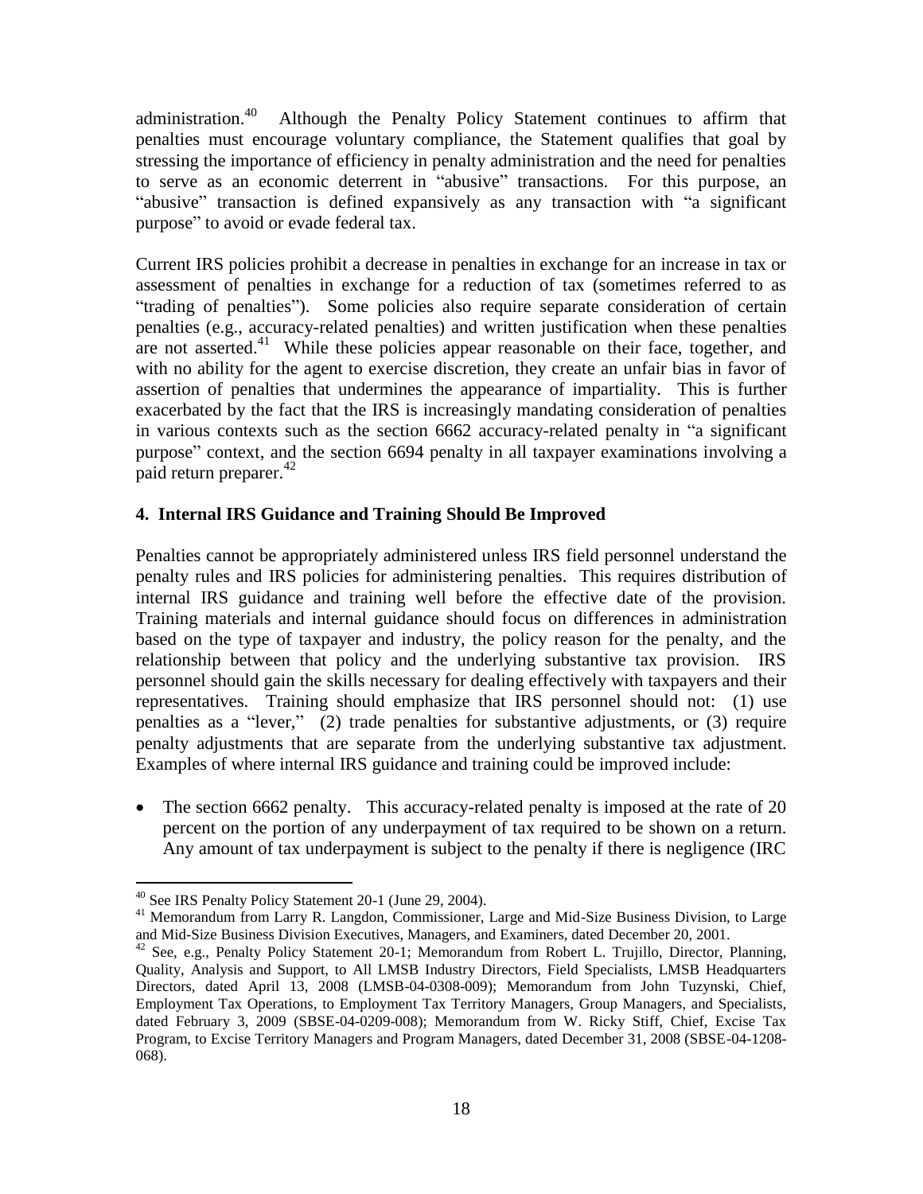administration.[40] Although the Penalty Policy Statement continues to affirm that penalties must encourage voluntary compliance, the Statement qualifies that goal by stressing the importance of efficiency in penalty administration and the need for penalties to serve as an economic deterrent in "abusive" transactions. For this purpose, an "abusive" transaction is defined expansively as any transaction with "a significant purpose" to avoid or evade federal tax.

Current IRS policies prohibit a decrease in penalties in exchange for an increase in tax or assessment of penalties in exchange for a reduction of tax (sometimes referred to as "trading of penalties"). Some policies also require separate consideration of certain penalties (e.g., accuracy-related penalties) and written justification when these penalties are not asserted.[41] While these policies appear reasonable on their face, together, and with no ability for the agent to exercise discretion, they create an unfair bias in favor of assertion of penalties that undermines the appearance of impartiality. This is further exacerbated by the fact that the IRS is increasingly mandating consideration of penalties in various contexts such as the section 6662 accuracy-related penalty in "a significant purpose" context, and the section 6694 penalty in all taxpayer examinations involving a paid return preparer.[42]

### 4. Internal IRS Guidance and Training Should Be Improved

Penalties cannot be appropriately administered unless IRS field personnel understand the penalty rules and IRS policies for administering penalties. This requires distribution of internal IRS guidance and training well before the effective date of the provision. Training materials and internal guidance should focus on differences in administration based on the type of taxpayer and industry, the policy reason for the penalty, and the relationship between that policy and the underlying substantive tax provision. IRS personnel should gain the skills necessary for dealing effectively with taxpayers and their representatives. Training should emphasize that IRS personnel should not: (1) use penalties as a "lever," (2) trade penalties for substantive adjustments, or (3) require penalty adjustments that are separate from the underlying substantive tax adjustment. Examples of where internal IRS guidance and training could be improved include:

- The section 6662 penalty. This accuracy-related penalty is imposed at the rate of 20 percent on the portion of any underpayment of tax required to be shown on a return. Any amount of tax underpayment is subject to the penalty if there is negligence (IRC

---

[40] See IRS Penalty Policy Statement 20-1 (June 29, 2004).

[41] Memorandum from Larry R. Langdon, Commissioner, Large and Mid-Size Business Division, to Large and Mid-Size Business Division Executives, Managers, and Examiners, dated December 20, 2001.

[42] See, e.g., Penalty Policy Statement 20-1; Memorandum from Robert L. Trujillo, Director, Planning, Quality, Analysis and Support, to All LMSB Industry Directors, Field Specialists, LMSB Headquarters Directors, dated April 13, 2008 (LMSB-04-0308-009); Memorandum from John Tuzynski, Chief, Employment Tax Operations, to Employment Tax Territory Managers, Group Managers, and Specialists, dated February 3, 2009 (SBSE-04-0209-008); Memorandum from W. Ricky Stiff, Chief, Excise Tax Program, to Excise Territory Managers and Program Managers, dated December 31, 2008 (SBSE-04-1208-068).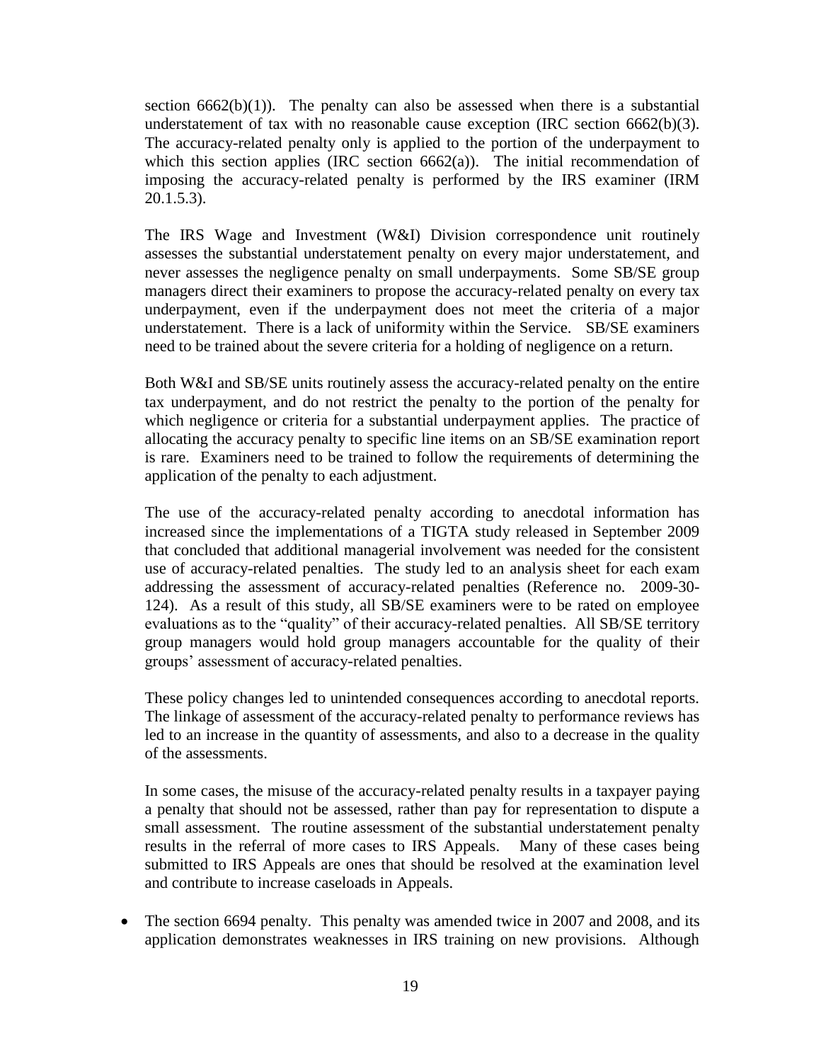section 6662(b)(1)). The penalty can also be assessed when there is a substantial understatement of tax with no reasonable cause exception (IRC section 6662(b)(3). The accuracy-related penalty only is applied to the portion of the underpayment to which this section applies (IRC section 6662(a)). The initial recommendation of imposing the accuracy-related penalty is performed by the IRS examiner (IRM 20.1.5.3).

The IRS Wage and Investment (W&I) Division correspondence unit routinely assesses the substantial understatement penalty on every major understatement, and never assesses the negligence penalty on small underpayments. Some SB/SE group managers direct their examiners to propose the accuracy-related penalty on every tax underpayment, even if the underpayment does not meet the criteria of a major understatement. There is a lack of uniformity within the Service. SB/SE examiners need to be trained about the severe criteria for a holding of negligence on a return.

Both W&I and SB/SE units routinely assess the accuracy-related penalty on the entire tax underpayment, and do not restrict the penalty to the portion of the penalty for which negligence or criteria for a substantial underpayment applies. The practice of allocating the accuracy penalty to specific line items on an SB/SE examination report is rare. Examiners need to be trained to follow the requirements of determining the application of the penalty to each adjustment.

The use of the accuracy-related penalty according to anecdotal information has increased since the implementations of a TIGTA study released in September 2009 that concluded that additional managerial involvement was needed for the consistent use of accuracy-related penalties. The study led to an analysis sheet for each exam addressing the assessment of accuracy-related penalties (Reference no. 2009-30-124). As a result of this study, all SB/SE examiners were to be rated on employee evaluations as to the "quality" of their accuracy-related penalties. All SB/SE territory group managers would hold group managers accountable for the quality of their groups' assessment of accuracy-related penalties.

These policy changes led to unintended consequences according to anecdotal reports. The linkage of assessment of the accuracy-related penalty to performance reviews has led to an increase in the quantity of assessments, and also to a decrease in the quality of the assessments.

In some cases, the misuse of the accuracy-related penalty results in a taxpayer paying a penalty that should not be assessed, rather than pay for representation to dispute a small assessment. The routine assessment of the substantial understatement penalty results in the referral of more cases to IRS Appeals. Many of these cases being submitted to IRS Appeals are ones that should be resolved at the examination level and contribute to increase caseloads in Appeals.

- The section 6694 penalty. This penalty was amended twice in 2007 and 2008, and its application demonstrates weaknesses in IRS training on new provisions. Although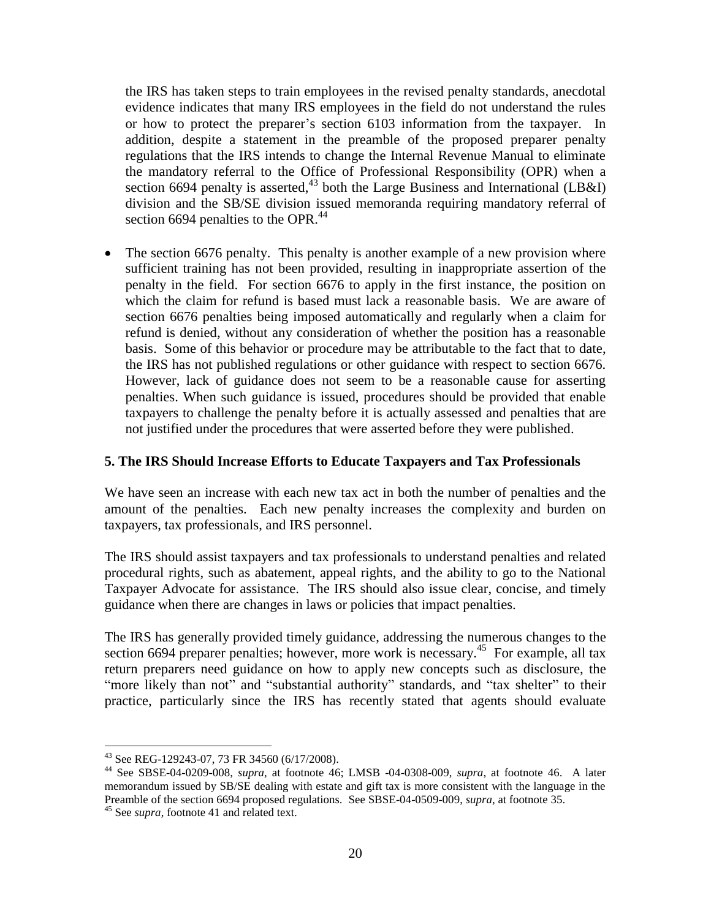the IRS has taken steps to train employees in the revised penalty standards, anecdotal evidence indicates that many IRS employees in the field do not understand the rules or how to protect the preparer's section 6103 information from the taxpayer. In addition, despite a statement in the preamble of the proposed preparer penalty regulations that the IRS intends to change the Internal Revenue Manual to eliminate the mandatory referral to the Office of Professional Responsibility (OPR) when a section 6694 penalty is asserted,[43] both the Large Business and International (LB&I) division and the SB/SE division issued memoranda requiring mandatory referral of section 6694 penalties to the OPR.[44]

- The section 6676 penalty. This penalty is another example of a new provision where sufficient training has not been provided, resulting in inappropriate assertion of the penalty in the field. For section 6676 to apply in the first instance, the position on which the claim for refund is based must lack a reasonable basis. We are aware of section 6676 penalties being imposed automatically and regularly when a claim for refund is denied, without any consideration of whether the position has a reasonable basis. Some of this behavior or procedure may be attributable to the fact that to date, the IRS has not published regulations or other guidance with respect to section 6676. However, lack of guidance does not seem to be a reasonable cause for asserting penalties. When such guidance is issued, procedures should be provided that enable taxpayers to challenge the penalty before it is actually assessed and penalties that are not justified under the procedures that were asserted before they were published.

**5. The IRS Should Increase Efforts to Educate Taxpayers and Tax Professionals**

We have seen an increase with each new tax act in both the number of penalties and the amount of the penalties. Each new penalty increases the complexity and burden on taxpayers, tax professionals, and IRS personnel.

The IRS should assist taxpayers and tax professionals to understand penalties and related procedural rights, such as abatement, appeal rights, and the ability to go to the National Taxpayer Advocate for assistance. The IRS should also issue clear, concise, and timely guidance when there are changes in laws or policies that impact penalties.

The IRS has generally provided timely guidance, addressing the numerous changes to the section 6694 preparer penalties; however, more work is necessary.[45] For example, all tax return preparers need guidance on how to apply new concepts such as disclosure, the "more likely than not" and "substantial authority" standards, and "tax shelter" to their practice, particularly since the IRS has recently stated that agents should evaluate

---

[43] See REG-129243-07, 73 FR 34560 (6/17/2008).

[44] See SBSE-04-0209-008, *supra*, at footnote 46; LMSB -04-0308-009, *supra*, at footnote 46. A later memorandum issued by SB/SE dealing with estate and gift tax is more consistent with the language in the Preamble of the section 6694 proposed regulations. See SBSE-04-0509-009, *supra*, at footnote 35.

[45] See *supra*, footnote 41 and related text.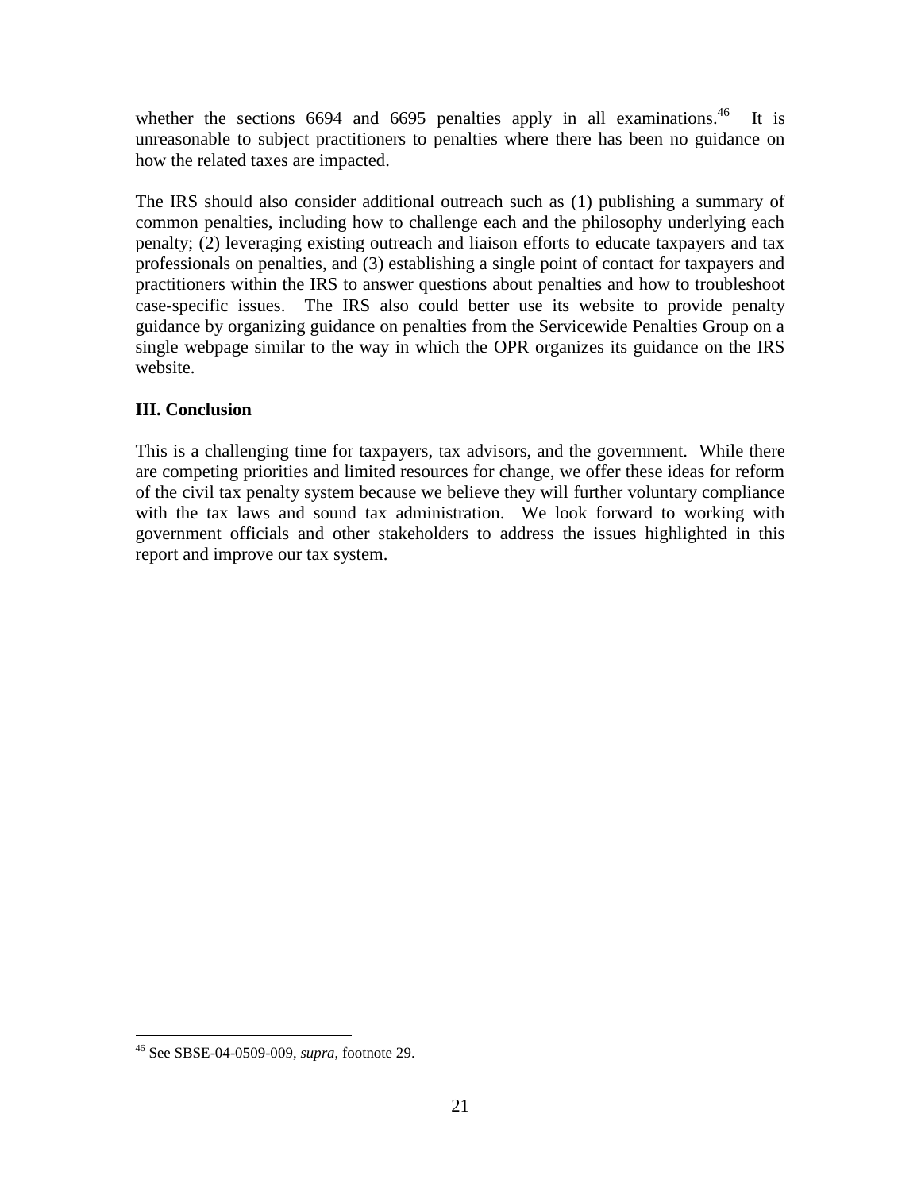whether the sections 6694 and 6695 penalties apply in all examinations.[46] It is unreasonable to subject practitioners to penalties where there has been no guidance on how the related taxes are impacted.

The IRS should also consider additional outreach such as (1) publishing a summary of common penalties, including how to challenge each and the philosophy underlying each penalty; (2) leveraging existing outreach and liaison efforts to educate taxpayers and tax professionals on penalties, and (3) establishing a single point of contact for taxpayers and practitioners within the IRS to answer questions about penalties and how to troubleshoot case-specific issues. The IRS also could better use its website to provide penalty guidance by organizing guidance on penalties from the Servicewide Penalties Group on a single webpage similar to the way in which the OPR organizes its guidance on the IRS website.

**III. Conclusion**

This is a challenging time for taxpayers, tax advisors, and the government. While there are competing priorities and limited resources for change, we offer these ideas for reform of the civil tax penalty system because we believe they will further voluntary compliance with the tax laws and sound tax administration. We look forward to working with government officials and other stakeholders to address the issues highlighted in this report and improve our tax system.

---

[46] See SBSE-04-0509-009, *supra*, footnote 29.